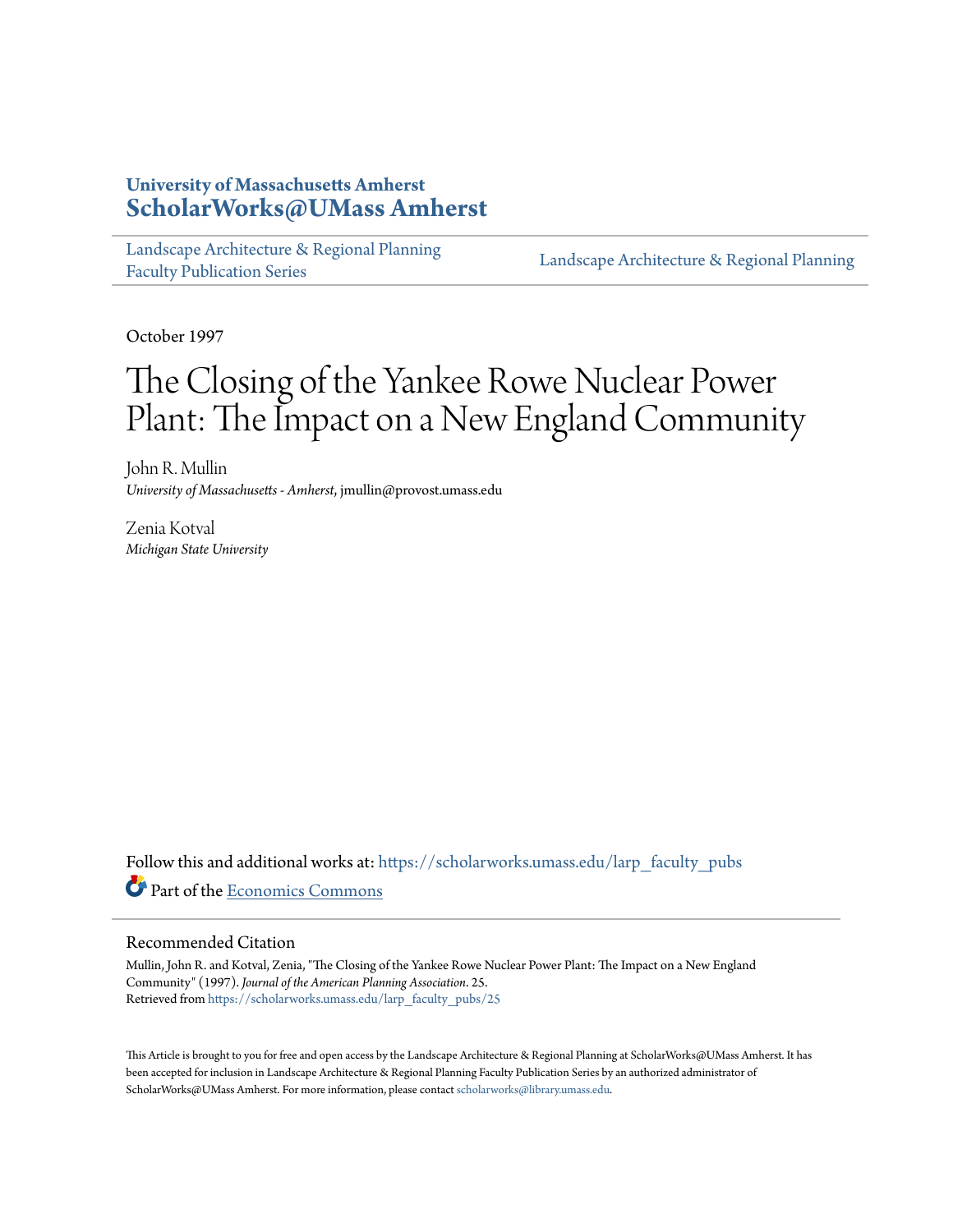University of Massachusetts Amherst
**ScholarWorks@UMass Amherst**

Landscape Architecture & Regional Planning Faculty Publication Series | Landscape Architecture & Regional Planning

October 1997

# The Closing of the Yankee Rowe Nuclear Power Plant: The Impact on a New England Community

John R. Mullin
*University of Massachusetts - Amherst*, jmullin@provost.umass.edu

Zenia Kotval
*Michigan State University*

Follow this and additional works at: https://scholarworks.umass.edu/larp_faculty_pubs

Part of the Economics Commons

## Recommended Citation

Mullin, John R. and Kotval, Zenia, "The Closing of the Yankee Rowe Nuclear Power Plant: The Impact on a New England Community" (1997). *Journal of the American Planning Association*. 25.
Retrieved from https://scholarworks.umass.edu/larp_faculty_pubs/25

This Article is brought to you for free and open access by the Landscape Architecture & Regional Planning at ScholarWorks@UMass Amherst. It has been accepted for inclusion in Landscape Architecture & Regional Planning Faculty Publication Series by an authorized administrator of ScholarWorks@UMass Amherst. For more information, please contact scholarworks@library.umass.edu.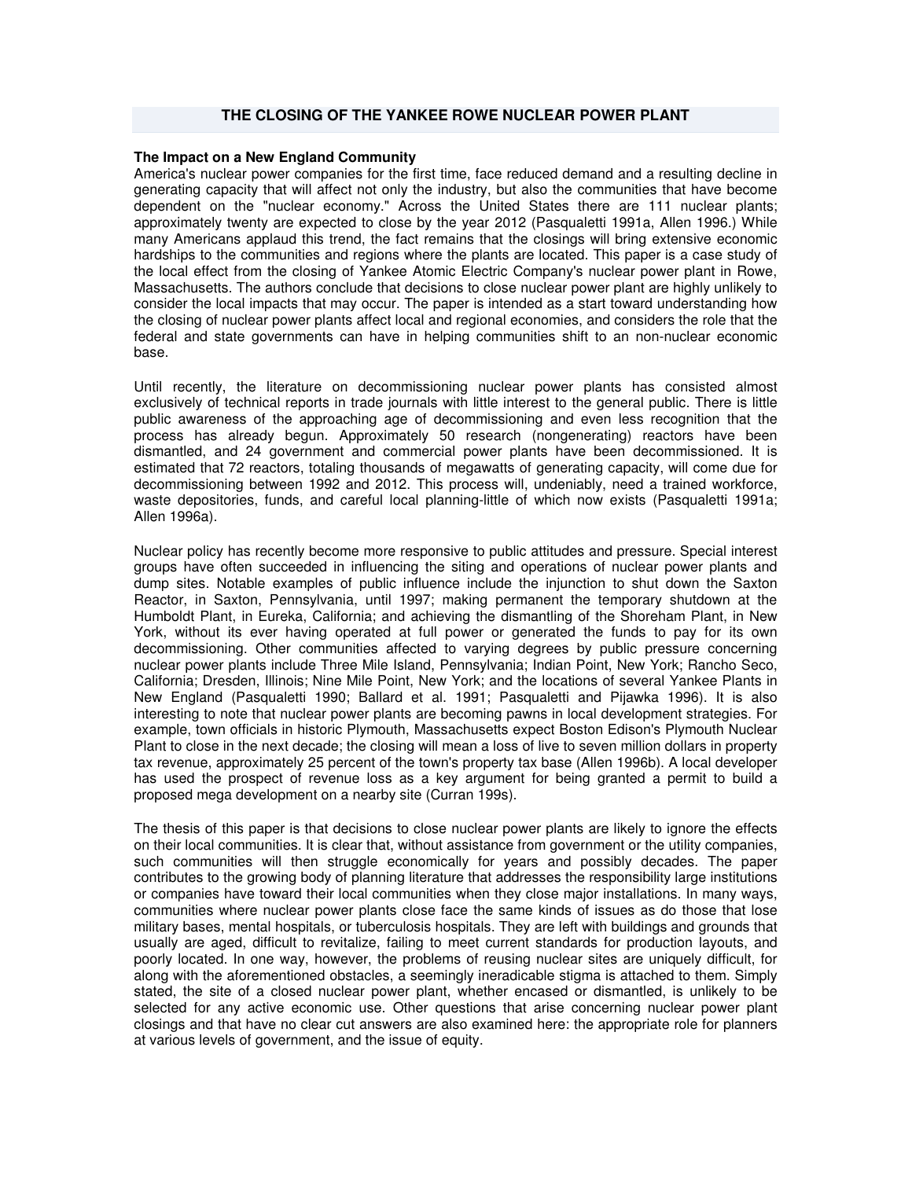# THE CLOSING OF THE YANKEE ROWE NUCLEAR POWER PLANT

**The Impact on a New England Community**

America's nuclear power companies for the first time, face reduced demand and a resulting decline in generating capacity that will affect not only the industry, but also the communities that have become dependent on the "nuclear economy." Across the United States there are 111 nuclear plants; approximately twenty are expected to close by the year 2012 (Pasqualetti 1991a, Allen 1996.) While many Americans applaud this trend, the fact remains that the closings will bring extensive economic hardships to the communities and regions where the plants are located. This paper is a case study of the local effect from the closing of Yankee Atomic Electric Company's nuclear power plant in Rowe, Massachusetts. The authors conclude that decisions to close nuclear power plant are highly unlikely to consider the local impacts that may occur. The paper is intended as a start toward understanding how the closing of nuclear power plants affect local and regional economies, and considers the role that the federal and state governments can have in helping communities shift to an non-nuclear economic base.

Until recently, the literature on decommissioning nuclear power plants has consisted almost exclusively of technical reports in trade journals with little interest to the general public. There is little public awareness of the approaching age of decommissioning and even less recognition that the process has already begun. Approximately 50 research (nongenerating) reactors have been dismantled, and 24 government and commercial power plants have been decommissioned. It is estimated that 72 reactors, totaling thousands of megawatts of generating capacity, will come due for decommissioning between 1992 and 2012. This process will, undeniably, need a trained workforce, waste depositories, funds, and careful local planning-little of which now exists (Pasqualetti 1991a; Allen 1996a).

Nuclear policy has recently become more responsive to public attitudes and pressure. Special interest groups have often succeeded in influencing the siting and operations of nuclear power plants and dump sites. Notable examples of public influence include the injunction to shut down the Saxton Reactor, in Saxton, Pennsylvania, until 1997; making permanent the temporary shutdown at the Humboldt Plant, in Eureka, California; and achieving the dismantling of the Shoreham Plant, in New York, without its ever having operated at full power or generated the funds to pay for its own decommissioning. Other communities affected to varying degrees by public pressure concerning nuclear power plants include Three Mile Island, Pennsylvania; Indian Point, New York; Rancho Seco, California; Dresden, Illinois; Nine Mile Point, New York; and the locations of several Yankee Plants in New England (Pasqualetti 1990; Ballard et al. 1991; Pasqualetti and Pijawka 1996). It is also interesting to note that nuclear power plants are becoming pawns in local development strategies. For example, town officials in historic Plymouth, Massachusetts expect Boston Edison's Plymouth Nuclear Plant to close in the next decade; the closing will mean a loss of live to seven million dollars in property tax revenue, approximately 25 percent of the town's property tax base (Allen 1996b). A local developer has used the prospect of revenue loss as a key argument for being granted a permit to build a proposed mega development on a nearby site (Curran 199s).

The thesis of this paper is that decisions to close nuclear power plants are likely to ignore the effects on their local communities. It is clear that, without assistance from government or the utility companies, such communities will then struggle economically for years and possibly decades. The paper contributes to the growing body of planning literature that addresses the responsibility large institutions or companies have toward their local communities when they close major installations. In many ways, communities where nuclear power plants close face the same kinds of issues as do those that lose military bases, mental hospitals, or tuberculosis hospitals. They are left with buildings and grounds that usually are aged, difficult to revitalize, failing to meet current standards for production layouts, and poorly located. In one way, however, the problems of reusing nuclear sites are uniquely difficult, for along with the aforementioned obstacles, a seemingly ineradicable stigma is attached to them. Simply stated, the site of a closed nuclear power plant, whether encased or dismantled, is unlikely to be selected for any active economic use. Other questions that arise concerning nuclear power plant closings and that have no clear cut answers are also examined here: the appropriate role for planners at various levels of government, and the issue of equity.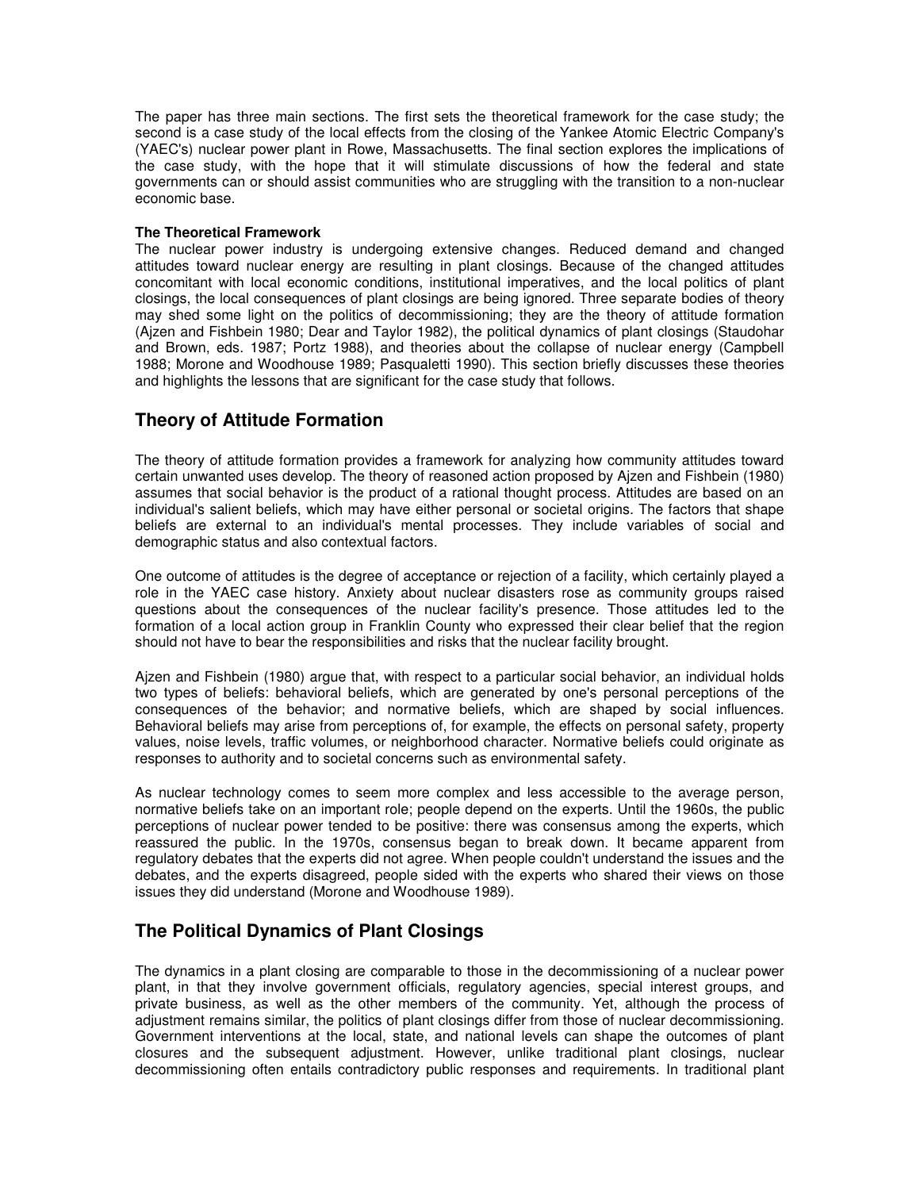The paper has three main sections. The first sets the theoretical framework for the case study; the second is a case study of the local effects from the closing of the Yankee Atomic Electric Company's (YAEC's) nuclear power plant in Rowe, Massachusetts. The final section explores the implications of the case study, with the hope that it will stimulate discussions of how the federal and state governments can or should assist communities who are struggling with the transition to a non-nuclear economic base.

**The Theoretical Framework**

The nuclear power industry is undergoing extensive changes. Reduced demand and changed attitudes toward nuclear energy are resulting in plant closings. Because of the changed attitudes concomitant with local economic conditions, institutional imperatives, and the local politics of plant closings, the local consequences of plant closings are being ignored. Three separate bodies of theory may shed some light on the politics of decommissioning; they are the theory of attitude formation (Ajzen and Fishbein 1980; Dear and Taylor 1982), the political dynamics of plant closings (Staudohar and Brown, eds. 1987; Portz 1988), and theories about the collapse of nuclear energy (Campbell 1988; Morone and Woodhouse 1989; Pasqualetti 1990). This section briefly discusses these theories and highlights the lessons that are significant for the case study that follows.

## Theory of Attitude Formation

The theory of attitude formation provides a framework for analyzing how community attitudes toward certain unwanted uses develop. The theory of reasoned action proposed by Ajzen and Fishbein (1980) assumes that social behavior is the product of a rational thought process. Attitudes are based on an individual's salient beliefs, which may have either personal or societal origins. The factors that shape beliefs are external to an individual's mental processes. They include variables of social and demographic status and also contextual factors.

One outcome of attitudes is the degree of acceptance or rejection of a facility, which certainly played a role in the YAEC case history. Anxiety about nuclear disasters rose as community groups raised questions about the consequences of the nuclear facility's presence. Those attitudes led to the formation of a local action group in Franklin County who expressed their clear belief that the region should not have to bear the responsibilities and risks that the nuclear facility brought.

Ajzen and Fishbein (1980) argue that, with respect to a particular social behavior, an individual holds two types of beliefs: behavioral beliefs, which are generated by one's personal perceptions of the consequences of the behavior; and normative beliefs, which are shaped by social influences. Behavioral beliefs may arise from perceptions of, for example, the effects on personal safety, property values, noise levels, traffic volumes, or neighborhood character. Normative beliefs could originate as responses to authority and to societal concerns such as environmental safety.

As nuclear technology comes to seem more complex and less accessible to the average person, normative beliefs take on an important role; people depend on the experts. Until the 1960s, the public perceptions of nuclear power tended to be positive: there was consensus among the experts, which reassured the public. In the 1970s, consensus began to break down. It became apparent from regulatory debates that the experts did not agree. When people couldn't understand the issues and the debates, and the experts disagreed, people sided with the experts who shared their views on those issues they did understand (Morone and Woodhouse 1989).

## The Political Dynamics of Plant Closings

The dynamics in a plant closing are comparable to those in the decommissioning of a nuclear power plant, in that they involve government officials, regulatory agencies, special interest groups, and private business, as well as the other members of the community. Yet, although the process of adjustment remains similar, the politics of plant closings differ from those of nuclear decommissioning. Government interventions at the local, state, and national levels can shape the outcomes of plant closures and the subsequent adjustment. However, unlike traditional plant closings, nuclear decommissioning often entails contradictory public responses and requirements. In traditional plant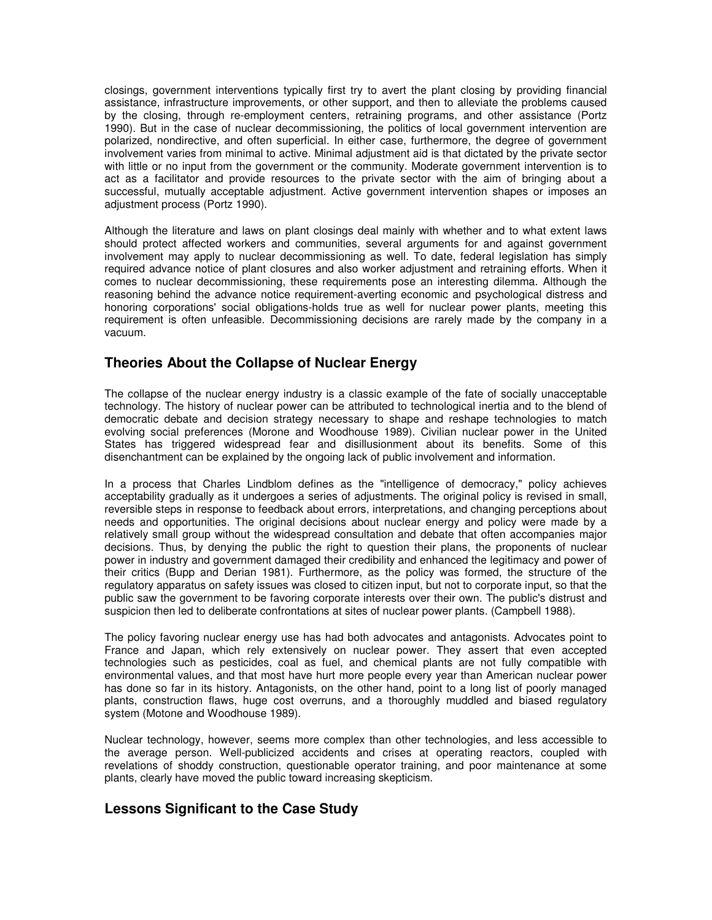closings, government interventions typically first try to avert the plant closing by providing financial assistance, infrastructure improvements, or other support, and then to alleviate the problems caused by the closing, through re-employment centers, retraining programs, and other assistance (Portz 1990). But in the case of nuclear decommissioning, the politics of local government intervention are polarized, nondirective, and often superficial. In either case, furthermore, the degree of government involvement varies from minimal to active. Minimal adjustment aid is that dictated by the private sector with little or no input from the government or the community. Moderate government intervention is to act as a facilitator and provide resources to the private sector with the aim of bringing about a successful, mutually acceptable adjustment. Active government intervention shapes or imposes an adjustment process (Portz 1990).

Although the literature and laws on plant closings deal mainly with whether and to what extent laws should protect affected workers and communities, several arguments for and against government involvement may apply to nuclear decommissioning as well. To date, federal legislation has simply required advance notice of plant closures and also worker adjustment and retraining efforts. When it comes to nuclear decommissioning, these requirements pose an interesting dilemma. Although the reasoning behind the advance notice requirement-averting economic and psychological distress and honoring corporations' social obligations-holds true as well for nuclear power plants, meeting this requirement is often unfeasible. Decommissioning decisions are rarely made by the company in a vacuum.

## Theories About the Collapse of Nuclear Energy

The collapse of the nuclear energy industry is a classic example of the fate of socially unacceptable technology. The history of nuclear power can be attributed to technological inertia and to the blend of democratic debate and decision strategy necessary to shape and reshape technologies to match evolving social preferences (Morone and Woodhouse 1989). Civilian nuclear power in the United States has triggered widespread fear and disillusionment about its benefits. Some of this disenchantment can be explained by the ongoing lack of public involvement and information.

In a process that Charles Lindblom defines as the "intelligence of democracy," policy achieves acceptability gradually as it undergoes a series of adjustments. The original policy is revised in small, reversible steps in response to feedback about errors, interpretations, and changing perceptions about needs and opportunities. The original decisions about nuclear energy and policy were made by a relatively small group without the widespread consultation and debate that often accompanies major decisions. Thus, by denying the public the right to question their plans, the proponents of nuclear power in industry and government damaged their credibility and enhanced the legitimacy and power of their critics (Bupp and Derian 1981). Furthermore, as the policy was formed, the structure of the regulatory apparatus on safety issues was closed to citizen input, but not to corporate input, so that the public saw the government to be favoring corporate interests over their own. The public's distrust and suspicion then led to deliberate confrontations at sites of nuclear power plants. (Campbell 1988).

The policy favoring nuclear energy use has had both advocates and antagonists. Advocates point to France and Japan, which rely extensively on nuclear power. They assert that even accepted technologies such as pesticides, coal as fuel, and chemical plants are not fully compatible with environmental values, and that most have hurt more people every year than American nuclear power has done so far in its history. Antagonists, on the other hand, point to a long list of poorly managed plants, construction flaws, huge cost overruns, and a thoroughly muddled and biased regulatory system (Motone and Woodhouse 1989).

Nuclear technology, however, seems more complex than other technologies, and less accessible to the average person. Well-publicized accidents and crises at operating reactors, coupled with revelations of shoddy construction, questionable operator training, and poor maintenance at some plants, clearly have moved the public toward increasing skepticism.

## Lessons Significant to the Case Study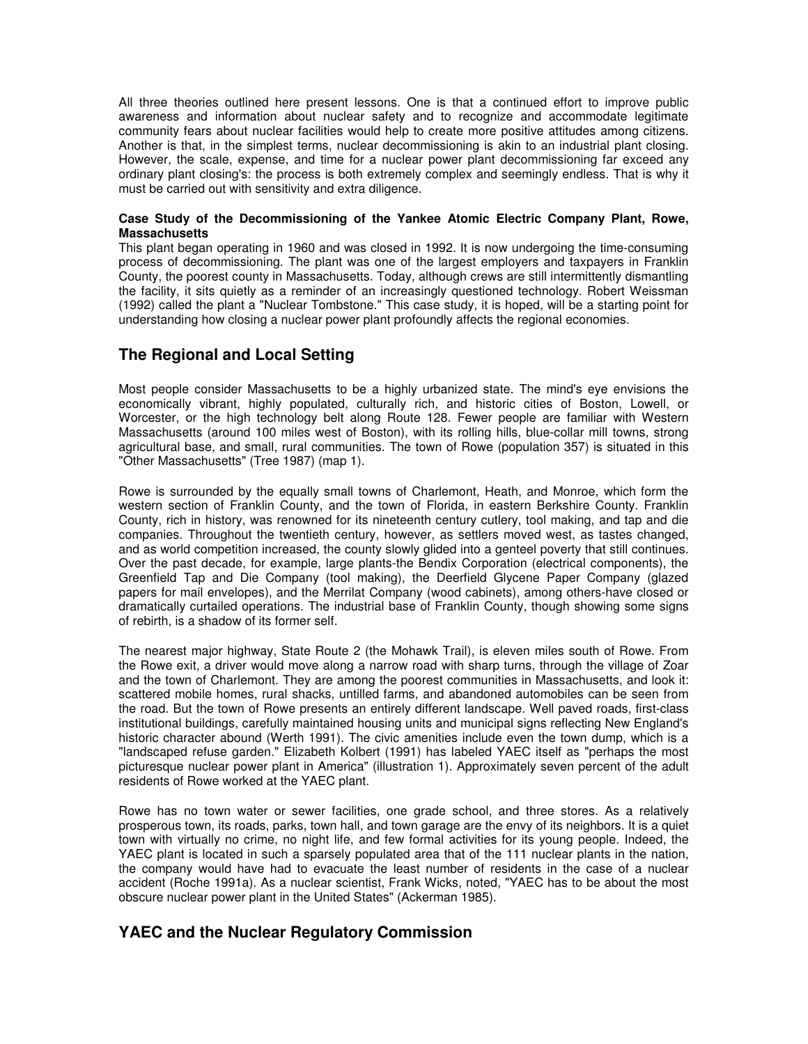All three theories outlined here present lessons. One is that a continued effort to improve public awareness and information about nuclear safety and to recognize and accommodate legitimate community fears about nuclear facilities would help to create more positive attitudes among citizens. Another is that, in the simplest terms, nuclear decommissioning is akin to an industrial plant closing. However, the scale, expense, and time for a nuclear power plant decommissioning far exceed any ordinary plant closing's: the process is both extremely complex and seemingly endless. That is why it must be carried out with sensitivity and extra diligence.

**Case Study of the Decommissioning of the Yankee Atomic Electric Company Plant, Rowe, Massachusetts**

This plant began operating in 1960 and was closed in 1992. It is now undergoing the time-consuming process of decommissioning. The plant was one of the largest employers and taxpayers in Franklin County, the poorest county in Massachusetts. Today, although crews are still intermittently dismantling the facility, it sits quietly as a reminder of an increasingly questioned technology. Robert Weissman (1992) called the plant a "Nuclear Tombstone." This case study, it is hoped, will be a starting point for understanding how closing a nuclear power plant profoundly affects the regional economies.

## The Regional and Local Setting

Most people consider Massachusetts to be a highly urbanized state. The mind's eye envisions the economically vibrant, highly populated, culturally rich, and historic cities of Boston, Lowell, or Worcester, or the high technology belt along Route 128. Fewer people are familiar with Western Massachusetts (around 100 miles west of Boston), with its rolling hills, blue-collar mill towns, strong agricultural base, and small, rural communities. The town of Rowe (population 357) is situated in this "Other Massachusetts" (Tree 1987) (map 1).

Rowe is surrounded by the equally small towns of Charlemont, Heath, and Monroe, which form the western section of Franklin County, and the town of Florida, in eastern Berkshire County. Franklin County, rich in history, was renowned for its nineteenth century cutlery, tool making, and tap and die companies. Throughout the twentieth century, however, as settlers moved west, as tastes changed, and as world competition increased, the county slowly glided into a genteel poverty that still continues. Over the past decade, for example, large plants-the Bendix Corporation (electrical components), the Greenfield Tap and Die Company (tool making), the Deerfield Glycene Paper Company (glazed papers for mail envelopes), and the Merrilat Company (wood cabinets), among others-have closed or dramatically curtailed operations. The industrial base of Franklin County, though showing some signs of rebirth, is a shadow of its former self.

The nearest major highway, State Route 2 (the Mohawk Trail), is eleven miles south of Rowe. From the Rowe exit, a driver would move along a narrow road with sharp turns, through the village of Zoar and the town of Charlemont. They are among the poorest communities in Massachusetts, and look it: scattered mobile homes, rural shacks, untilled farms, and abandoned automobiles can be seen from the road. But the town of Rowe presents an entirely different landscape. Well paved roads, first-class institutional buildings, carefully maintained housing units and municipal signs reflecting New England's historic character abound (Werth 1991). The civic amenities include even the town dump, which is a "landscaped refuse garden." Elizabeth Kolbert (1991) has labeled YAEC itself as "perhaps the most picturesque nuclear power plant in America" (illustration 1). Approximately seven percent of the adult residents of Rowe worked at the YAEC plant.

Rowe has no town water or sewer facilities, one grade school, and three stores. As a relatively prosperous town, its roads, parks, town hall, and town garage are the envy of its neighbors. It is a quiet town with virtually no crime, no night life, and few formal activities for its young people. Indeed, the YAEC plant is located in such a sparsely populated area that of the 111 nuclear plants in the nation, the company would have had to evacuate the least number of residents in the case of a nuclear accident (Roche 1991a). As a nuclear scientist, Frank Wicks, noted, "YAEC has to be about the most obscure nuclear power plant in the United States" (Ackerman 1985).

## YAEC and the Nuclear Regulatory Commission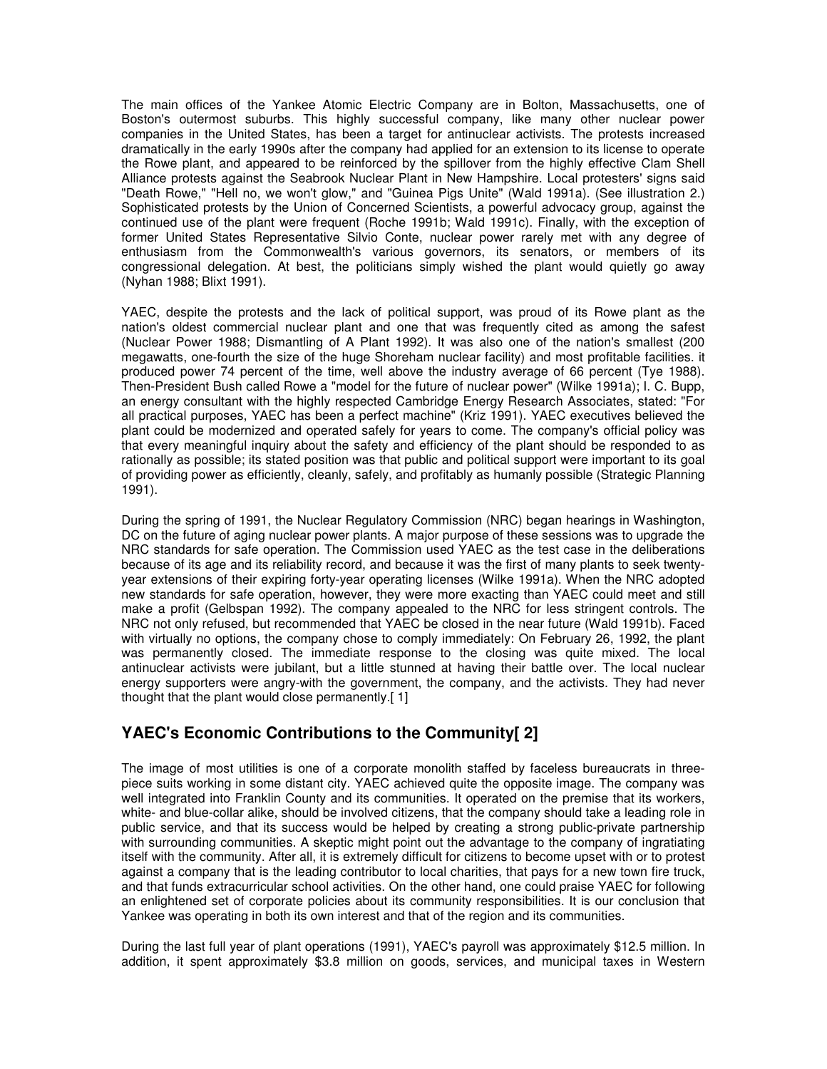The main offices of the Yankee Atomic Electric Company are in Bolton, Massachusetts, one of Boston's outermost suburbs. This highly successful company, like many other nuclear power companies in the United States, has been a target for antinuclear activists. The protests increased dramatically in the early 1990s after the company had applied for an extension to its license to operate the Rowe plant, and appeared to be reinforced by the spillover from the highly effective Clam Shell Alliance protests against the Seabrook Nuclear Plant in New Hampshire. Local protesters' signs said "Death Rowe," "Hell no, we won't glow," and "Guinea Pigs Unite" (Wald 1991a). (See illustration 2.) Sophisticated protests by the Union of Concerned Scientists, a powerful advocacy group, against the continued use of the plant were frequent (Roche 1991b; Wald 1991c). Finally, with the exception of former United States Representative Silvio Conte, nuclear power rarely met with any degree of enthusiasm from the Commonwealth's various governors, its senators, or members of its congressional delegation. At best, the politicians simply wished the plant would quietly go away (Nyhan 1988; Blixt 1991).

YAEC, despite the protests and the lack of political support, was proud of its Rowe plant as the nation's oldest commercial nuclear plant and one that was frequently cited as among the safest (Nuclear Power 1988; Dismantling of A Plant 1992). It was also one of the nation's smallest (200 megawatts, one-fourth the size of the huge Shoreham nuclear facility) and most profitable facilities. it produced power 74 percent of the time, well above the industry average of 66 percent (Tye 1988). Then-President Bush called Rowe a "model for the future of nuclear power" (Wilke 1991a); I. C. Bupp, an energy consultant with the highly respected Cambridge Energy Research Associates, stated: "For all practical purposes, YAEC has been a perfect machine" (Kriz 1991). YAEC executives believed the plant could be modernized and operated safely for years to come. The company's official policy was that every meaningful inquiry about the safety and efficiency of the plant should be responded to as rationally as possible; its stated position was that public and political support were important to its goal of providing power as efficiently, cleanly, safely, and profitably as humanly possible (Strategic Planning 1991).

During the spring of 1991, the Nuclear Regulatory Commission (NRC) began hearings in Washington, DC on the future of aging nuclear power plants. A major purpose of these sessions was to upgrade the NRC standards for safe operation. The Commission used YAEC as the test case in the deliberations because of its age and its reliability record, and because it was the first of many plants to seek twenty-year extensions of their expiring forty-year operating licenses (Wilke 1991a). When the NRC adopted new standards for safe operation, however, they were more exacting than YAEC could meet and still make a profit (Gelbspan 1992). The company appealed to the NRC for less stringent controls. The NRC not only refused, but recommended that YAEC be closed in the near future (Wald 1991b). Faced with virtually no options, the company chose to comply immediately: On February 26, 1992, the plant was permanently closed. The immediate response to the closing was quite mixed. The local antinuclear activists were jubilant, but a little stunned at having their battle over. The local nuclear energy supporters were angry-with the government, the company, and the activists. They had never thought that the plant would close permanently.[ 1]

## YAEC's Economic Contributions to the Community[ 2]

The image of most utilities is one of a corporate monolith staffed by faceless bureaucrats in three-piece suits working in some distant city. YAEC achieved quite the opposite image. The company was well integrated into Franklin County and its communities. It operated on the premise that its workers, white- and blue-collar alike, should be involved citizens, that the company should take a leading role in public service, and that its success would be helped by creating a strong public-private partnership with surrounding communities. A skeptic might point out the advantage to the company of ingratiating itself with the community. After all, it is extremely difficult for citizens to become upset with or to protest against a company that is the leading contributor to local charities, that pays for a new town fire truck, and that funds extracurricular school activities. On the other hand, one could praise YAEC for following an enlightened set of corporate policies about its community responsibilities. It is our conclusion that Yankee was operating in both its own interest and that of the region and its communities.

During the last full year of plant operations (1991), YAEC's payroll was approximately $12.5 million. In addition, it spent approximately $3.8 million on goods, services, and municipal taxes in Western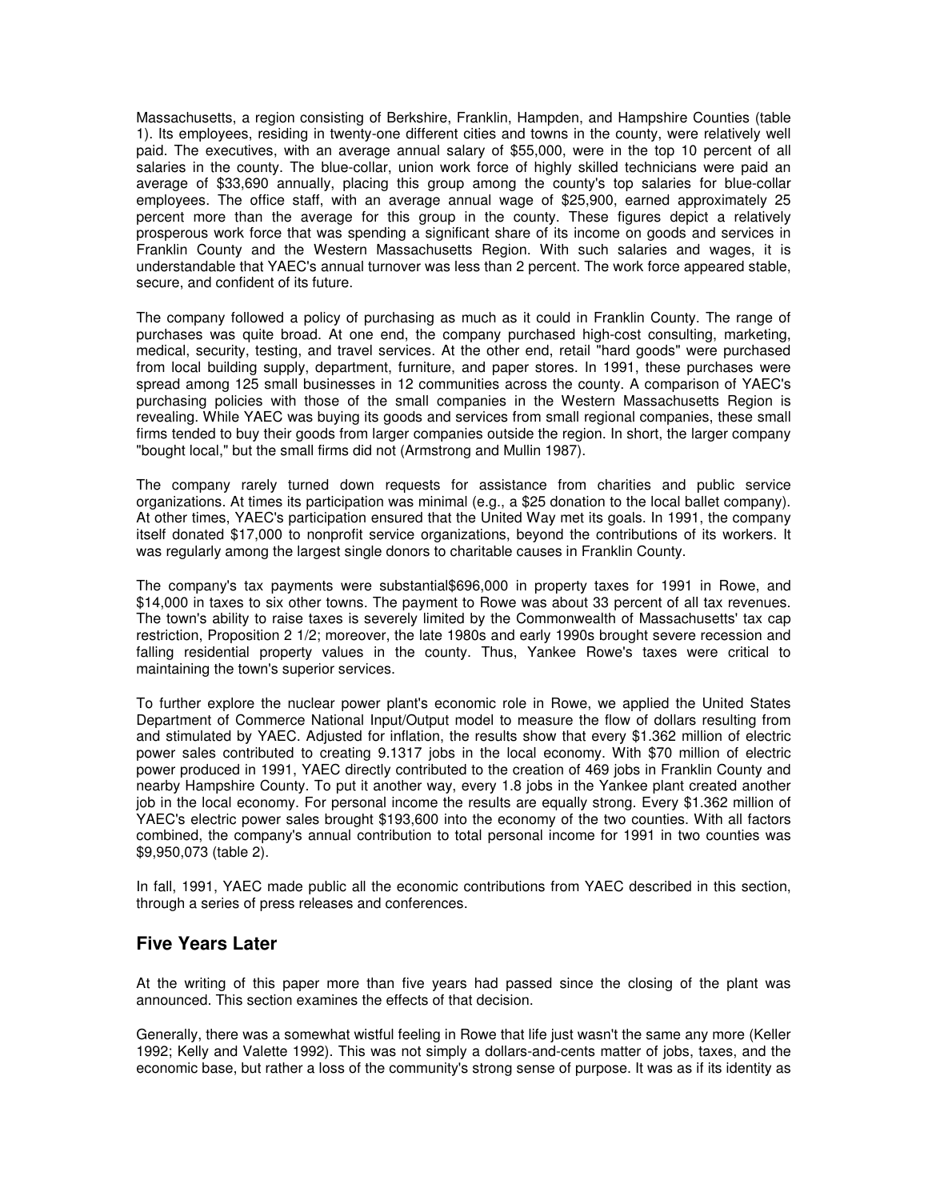Massachusetts, a region consisting of Berkshire, Franklin, Hampden, and Hampshire Counties (table 1). Its employees, residing in twenty-one different cities and towns in the county, were relatively well paid. The executives, with an average annual salary of $55,000, were in the top 10 percent of all salaries in the county. The blue-collar, union work force of highly skilled technicians were paid an average of $33,690 annually, placing this group among the county's top salaries for blue-collar employees. The office staff, with an average annual wage of $25,900, earned approximately 25 percent more than the average for this group in the county. These figures depict a relatively prosperous work force that was spending a significant share of its income on goods and services in Franklin County and the Western Massachusetts Region. With such salaries and wages, it is understandable that YAEC's annual turnover was less than 2 percent. The work force appeared stable, secure, and confident of its future.

The company followed a policy of purchasing as much as it could in Franklin County. The range of purchases was quite broad. At one end, the company purchased high-cost consulting, marketing, medical, security, testing, and travel services. At the other end, retail "hard goods" were purchased from local building supply, department, furniture, and paper stores. In 1991, these purchases were spread among 125 small businesses in 12 communities across the county. A comparison of YAEC's purchasing policies with those of the small companies in the Western Massachusetts Region is revealing. While YAEC was buying its goods and services from small regional companies, these small firms tended to buy their goods from larger companies outside the region. In short, the larger company "bought local," but the small firms did not (Armstrong and Mullin 1987).

The company rarely turned down requests for assistance from charities and public service organizations. At times its participation was minimal (e.g., a $25 donation to the local ballet company). At other times, YAEC's participation ensured that the United Way met its goals. In 1991, the company itself donated $17,000 to nonprofit service organizations, beyond the contributions of its workers. It was regularly among the largest single donors to charitable causes in Franklin County.

The company's tax payments were substantial$696,000 in property taxes for 1991 in Rowe, and $14,000 in taxes to six other towns. The payment to Rowe was about 33 percent of all tax revenues. The town's ability to raise taxes is severely limited by the Commonwealth of Massachusetts' tax cap restriction, Proposition 2 1/2; moreover, the late 1980s and early 1990s brought severe recession and falling residential property values in the county. Thus, Yankee Rowe's taxes were critical to maintaining the town's superior services.

To further explore the nuclear power plant's economic role in Rowe, we applied the United States Department of Commerce National Input/Output model to measure the flow of dollars resulting from and stimulated by YAEC. Adjusted for inflation, the results show that every $1.362 million of electric power sales contributed to creating 9.1317 jobs in the local economy. With $70 million of electric power produced in 1991, YAEC directly contributed to the creation of 469 jobs in Franklin County and nearby Hampshire County. To put it another way, every 1.8 jobs in the Yankee plant created another job in the local economy. For personal income the results are equally strong. Every $1.362 million of YAEC's electric power sales brought $193,600 into the economy of the two counties. With all factors combined, the company's annual contribution to total personal income for 1991 in two counties was $9,950,073 (table 2).

In fall, 1991, YAEC made public all the economic contributions from YAEC described in this section, through a series of press releases and conferences.

## Five Years Later

At the writing of this paper more than five years had passed since the closing of the plant was announced. This section examines the effects of that decision.

Generally, there was a somewhat wistful feeling in Rowe that life just wasn't the same any more (Keller 1992; Kelly and Valette 1992). This was not simply a dollars-and-cents matter of jobs, taxes, and the economic base, but rather a loss of the community's strong sense of purpose. It was as if its identity as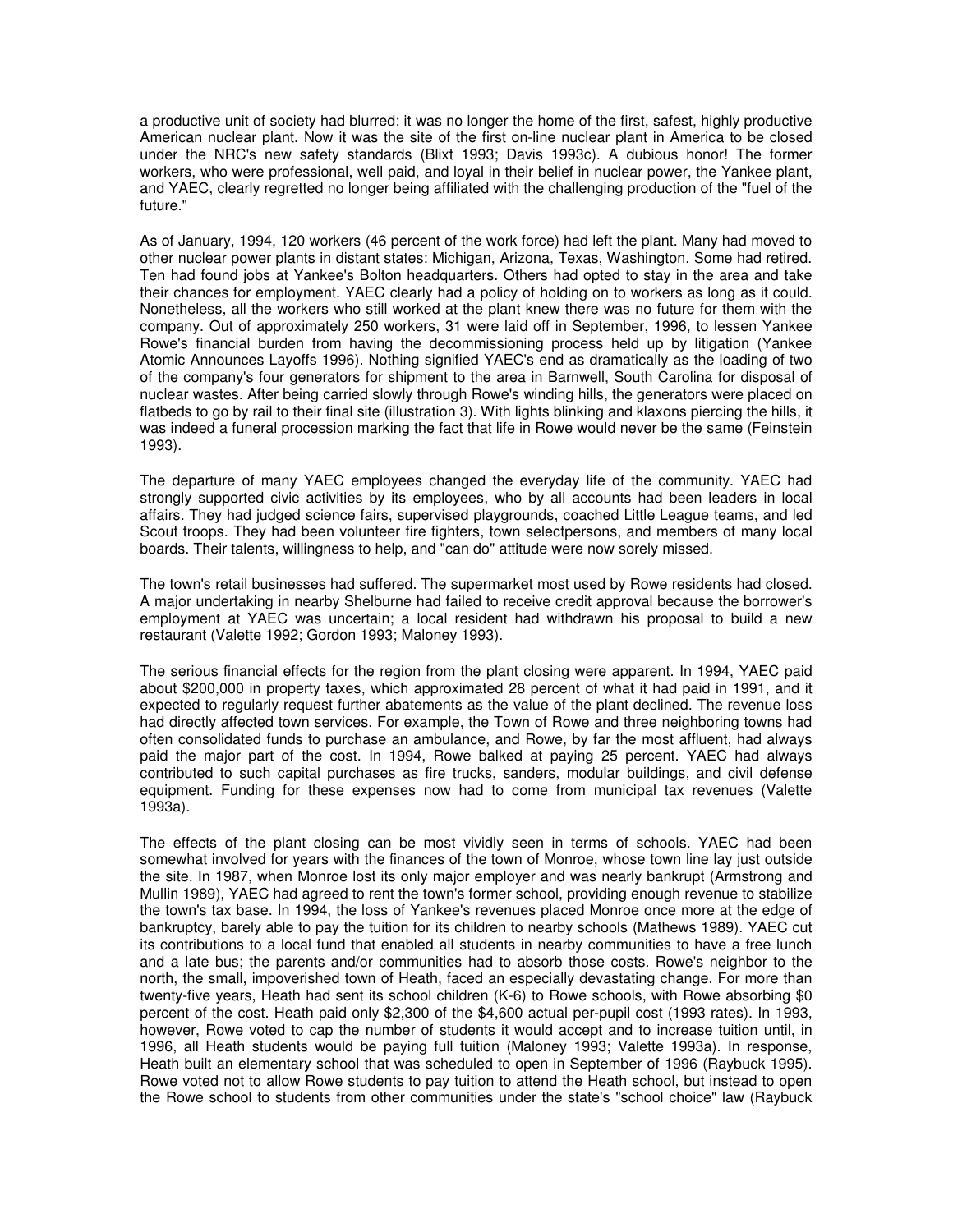a productive unit of society had blurred: it was no longer the home of the first, safest, highly productive American nuclear plant. Now it was the site of the first on-line nuclear plant in America to be closed under the NRC's new safety standards (Blixt 1993; Davis 1993c). A dubious honor! The former workers, who were professional, well paid, and loyal in their belief in nuclear power, the Yankee plant, and YAEC, clearly regretted no longer being affiliated with the challenging production of the "fuel of the future."

As of January, 1994, 120 workers (46 percent of the work force) had left the plant. Many had moved to other nuclear power plants in distant states: Michigan, Arizona, Texas, Washington. Some had retired. Ten had found jobs at Yankee's Bolton headquarters. Others had opted to stay in the area and take their chances for employment. YAEC clearly had a policy of holding on to workers as long as it could. Nonetheless, all the workers who still worked at the plant knew there was no future for them with the company. Out of approximately 250 workers, 31 were laid off in September, 1996, to lessen Yankee Rowe's financial burden from having the decommissioning process held up by litigation (Yankee Atomic Announces Layoffs 1996). Nothing signified YAEC's end as dramatically as the loading of two of the company's four generators for shipment to the area in Barnwell, South Carolina for disposal of nuclear wastes. After being carried slowly through Rowe's winding hills, the generators were placed on flatbeds to go by rail to their final site (illustration 3). With lights blinking and klaxons piercing the hills, it was indeed a funeral procession marking the fact that life in Rowe would never be the same (Feinstein 1993).

The departure of many YAEC employees changed the everyday life of the community. YAEC had strongly supported civic activities by its employees, who by all accounts had been leaders in local affairs. They had judged science fairs, supervised playgrounds, coached Little League teams, and led Scout troops. They had been volunteer fire fighters, town selectpersons, and members of many local boards. Their talents, willingness to help, and "can do" attitude were now sorely missed.

The town's retail businesses had suffered. The supermarket most used by Rowe residents had closed. A major undertaking in nearby Shelburne had failed to receive credit approval because the borrower's employment at YAEC was uncertain; a local resident had withdrawn his proposal to build a new restaurant (Valette 1992; Gordon 1993; Maloney 1993).

The serious financial effects for the region from the plant closing were apparent. In 1994, YAEC paid about \$200,000 in property taxes, which approximated 28 percent of what it had paid in 1991, and it expected to regularly request further abatements as the value of the plant declined. The revenue loss had directly affected town services. For example, the Town of Rowe and three neighboring towns had often consolidated funds to purchase an ambulance, and Rowe, by far the most affluent, had always paid the major part of the cost. In 1994, Rowe balked at paying 25 percent. YAEC had always contributed to such capital purchases as fire trucks, sanders, modular buildings, and civil defense equipment. Funding for these expenses now had to come from municipal tax revenues (Valette 1993a).

The effects of the plant closing can be most vividly seen in terms of schools. YAEC had been somewhat involved for years with the finances of the town of Monroe, whose town line lay just outside the site. In 1987, when Monroe lost its only major employer and was nearly bankrupt (Armstrong and Mullin 1989), YAEC had agreed to rent the town's former school, providing enough revenue to stabilize the town's tax base. In 1994, the loss of Yankee's revenues placed Monroe once more at the edge of bankruptcy, barely able to pay the tuition for its children to nearby schools (Mathews 1989). YAEC cut its contributions to a local fund that enabled all students in nearby communities to have a free lunch and a late bus; the parents and/or communities had to absorb those costs. Rowe's neighbor to the north, the small, impoverished town of Heath, faced an especially devastating change. For more than twenty-five years, Heath had sent its school children (K-6) to Rowe schools, with Rowe absorbing \$0 percent of the cost. Heath paid only \$2,300 of the \$4,600 actual per-pupil cost (1993 rates). In 1993, however, Rowe voted to cap the number of students it would accept and to increase tuition until, in 1996, all Heath students would be paying full tuition (Maloney 1993; Valette 1993a). In response, Heath built an elementary school that was scheduled to open in September of 1996 (Raybuck 1995). Rowe voted not to allow Rowe students to pay tuition to attend the Heath school, but instead to open the Rowe school to students from other communities under the state's "school choice" law (Raybuck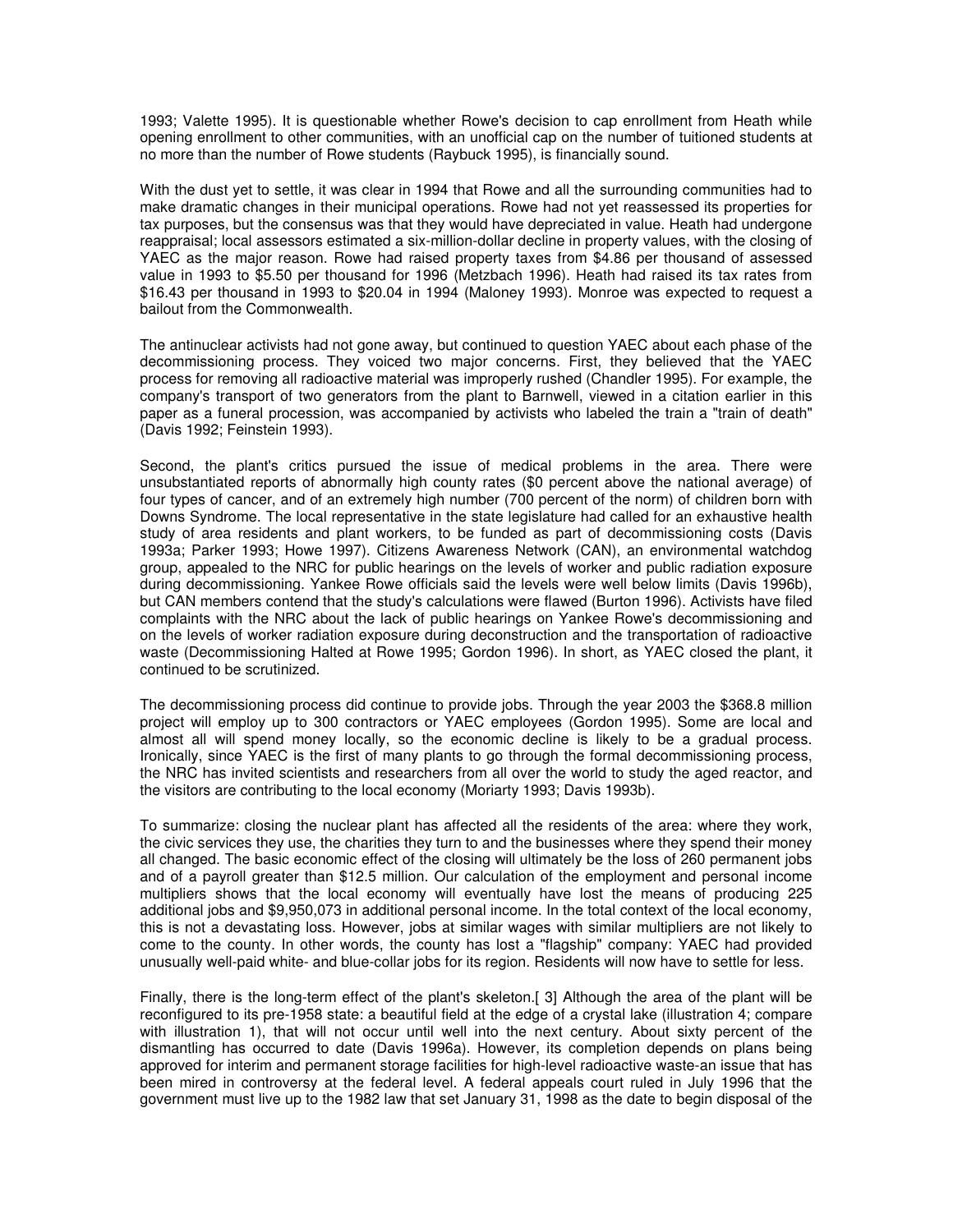1993; Valette 1995). It is questionable whether Rowe's decision to cap enrollment from Heath while opening enrollment to other communities, with an unofficial cap on the number of tuitioned students at no more than the number of Rowe students (Raybuck 1995), is financially sound.

With the dust yet to settle, it was clear in 1994 that Rowe and all the surrounding communities had to make dramatic changes in their municipal operations. Rowe had not yet reassessed its properties for tax purposes, but the consensus was that they would have depreciated in value. Heath had undergone reappraisal; local assessors estimated a six-million-dollar decline in property values, with the closing of YAEC as the major reason. Rowe had raised property taxes from $4.86 per thousand of assessed value in 1993 to $5.50 per thousand for 1996 (Metzbach 1996). Heath had raised its tax rates from $16.43 per thousand in 1993 to $20.04 in 1994 (Maloney 1993). Monroe was expected to request a bailout from the Commonwealth.

The antinuclear activists had not gone away, but continued to question YAEC about each phase of the decommissioning process. They voiced two major concerns. First, they believed that the YAEC process for removing all radioactive material was improperly rushed (Chandler 1995). For example, the company's transport of two generators from the plant to Barnwell, viewed in a citation earlier in this paper as a funeral procession, was accompanied by activists who labeled the train a "train of death" (Davis 1992; Feinstein 1993).

Second, the plant's critics pursued the issue of medical problems in the area. There were unsubstantiated reports of abnormally high county rates ($0 percent above the national average) of four types of cancer, and of an extremely high number (700 percent of the norm) of children born with Downs Syndrome. The local representative in the state legislature had called for an exhaustive health study of area residents and plant workers, to be funded as part of decommissioning costs (Davis 1993a; Parker 1993; Howe 1997). Citizens Awareness Network (CAN), an environmental watchdog group, appealed to the NRC for public hearings on the levels of worker and public radiation exposure during decommissioning. Yankee Rowe officials said the levels were well below limits (Davis 1996b), but CAN members contend that the study's calculations were flawed (Burton 1996). Activists have filed complaints with the NRC about the lack of public hearings on Yankee Rowe's decommissioning and on the levels of worker radiation exposure during deconstruction and the transportation of radioactive waste (Decommissioning Halted at Rowe 1995; Gordon 1996). In short, as YAEC closed the plant, it continued to be scrutinized.

The decommissioning process did continue to provide jobs. Through the year 2003 the $368.8 million project will employ up to 300 contractors or YAEC employees (Gordon 1995). Some are local and almost all will spend money locally, so the economic decline is likely to be a gradual process. Ironically, since YAEC is the first of many plants to go through the formal decommissioning process, the NRC has invited scientists and researchers from all over the world to study the aged reactor, and the visitors are contributing to the local economy (Moriarty 1993; Davis 1993b).

To summarize: closing the nuclear plant has affected all the residents of the area: where they work, the civic services they use, the charities they turn to and the businesses where they spend their money all changed. The basic economic effect of the closing will ultimately be the loss of 260 permanent jobs and of a payroll greater than $12.5 million. Our calculation of the employment and personal income multipliers shows that the local economy will eventually have lost the means of producing 225 additional jobs and $9,950,073 in additional personal income. In the total context of the local economy, this is not a devastating loss. However, jobs at similar wages with similar multipliers are not likely to come to the county. In other words, the county has lost a "flagship" company: YAEC had provided unusually well-paid white- and blue-collar jobs for its region. Residents will now have to settle for less.

Finally, there is the long-term effect of the plant's skeleton.[ 3] Although the area of the plant will be reconfigured to its pre-1958 state: a beautiful field at the edge of a crystal lake (illustration 4; compare with illustration 1), that will not occur until well into the next century. About sixty percent of the dismantling has occurred to date (Davis 1996a). However, its completion depends on plans being approved for interim and permanent storage facilities for high-level radioactive waste-an issue that has been mired in controversy at the federal level. A federal appeals court ruled in July 1996 that the government must live up to the 1982 law that set January 31, 1998 as the date to begin disposal of the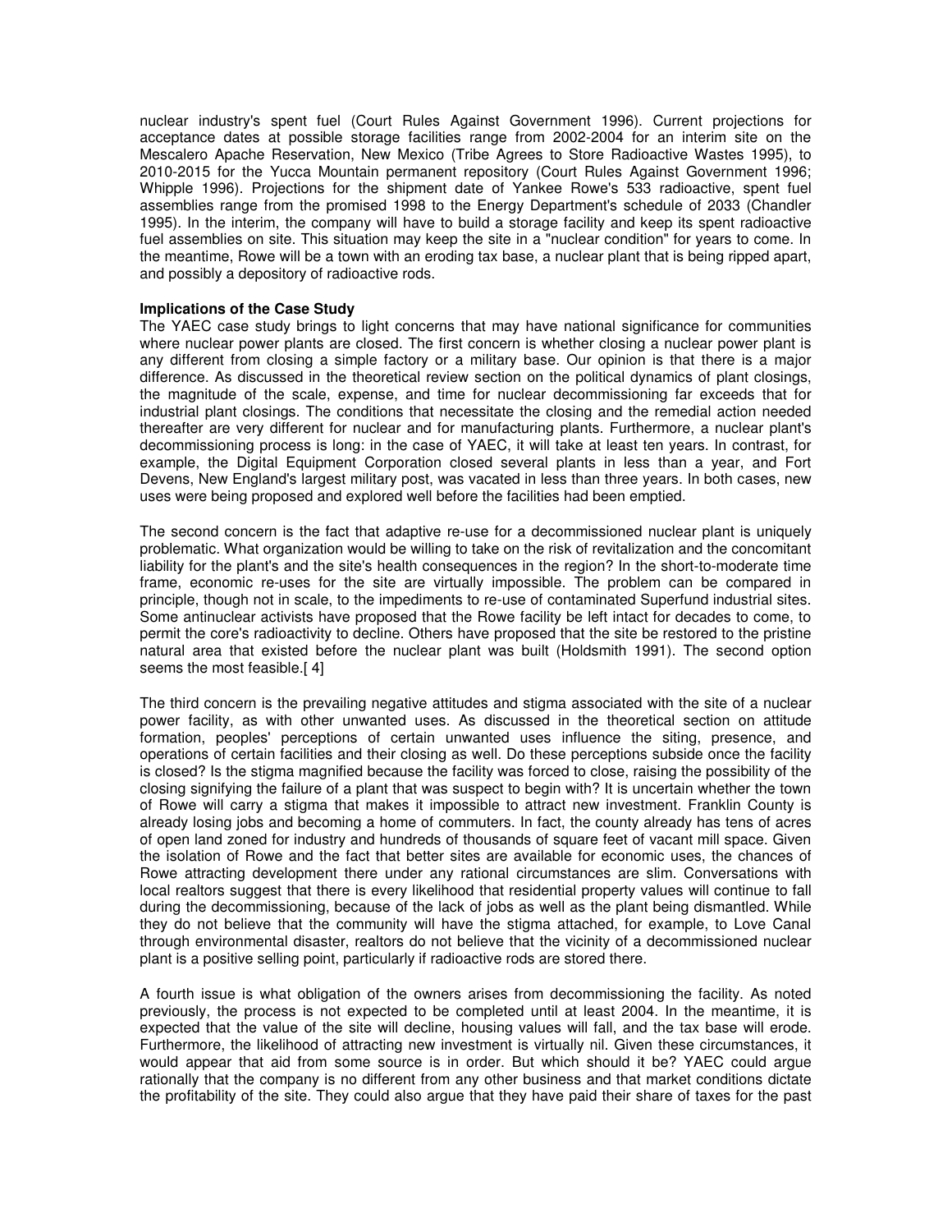nuclear industry's spent fuel (Court Rules Against Government 1996). Current projections for acceptance dates at possible storage facilities range from 2002-2004 for an interim site on the Mescalero Apache Reservation, New Mexico (Tribe Agrees to Store Radioactive Wastes 1995), to 2010-2015 for the Yucca Mountain permanent repository (Court Rules Against Government 1996; Whipple 1996). Projections for the shipment date of Yankee Rowe's 533 radioactive, spent fuel assemblies range from the promised 1998 to the Energy Department's schedule of 2033 (Chandler 1995). In the interim, the company will have to build a storage facility and keep its spent radioactive fuel assemblies on site. This situation may keep the site in a "nuclear condition" for years to come. In the meantime, Rowe will be a town with an eroding tax base, a nuclear plant that is being ripped apart, and possibly a depository of radioactive rods.

**Implications of the Case Study**

The YAEC case study brings to light concerns that may have national significance for communities where nuclear power plants are closed. The first concern is whether closing a nuclear power plant is any different from closing a simple factory or a military base. Our opinion is that there is a major difference. As discussed in the theoretical review section on the political dynamics of plant closings, the magnitude of the scale, expense, and time for nuclear decommissioning far exceeds that for industrial plant closings. The conditions that necessitate the closing and the remedial action needed thereafter are very different for nuclear and for manufacturing plants. Furthermore, a nuclear plant's decommissioning process is long: in the case of YAEC, it will take at least ten years. In contrast, for example, the Digital Equipment Corporation closed several plants in less than a year, and Fort Devens, New England's largest military post, was vacated in less than three years. In both cases, new uses were being proposed and explored well before the facilities had been emptied.

The second concern is the fact that adaptive re-use for a decommissioned nuclear plant is uniquely problematic. What organization would be willing to take on the risk of revitalization and the concomitant liability for the plant's and the site's health consequences in the region? In the short-to-moderate time frame, economic re-uses for the site are virtually impossible. The problem can be compared in principle, though not in scale, to the impediments to re-use of contaminated Superfund industrial sites. Some antinuclear activists have proposed that the Rowe facility be left intact for decades to come, to permit the core's radioactivity to decline. Others have proposed that the site be restored to the pristine natural area that existed before the nuclear plant was built (Holdsmith 1991). The second option seems the most feasible.[ 4]

The third concern is the prevailing negative attitudes and stigma associated with the site of a nuclear power facility, as with other unwanted uses. As discussed in the theoretical section on attitude formation, peoples' perceptions of certain unwanted uses influence the siting, presence, and operations of certain facilities and their closing as well. Do these perceptions subside once the facility is closed? Is the stigma magnified because the facility was forced to close, raising the possibility of the closing signifying the failure of a plant that was suspect to begin with? It is uncertain whether the town of Rowe will carry a stigma that makes it impossible to attract new investment. Franklin County is already losing jobs and becoming a home of commuters. In fact, the county already has tens of acres of open land zoned for industry and hundreds of thousands of square feet of vacant mill space. Given the isolation of Rowe and the fact that better sites are available for economic uses, the chances of Rowe attracting development there under any rational circumstances are slim. Conversations with local realtors suggest that there is every likelihood that residential property values will continue to fall during the decommissioning, because of the lack of jobs as well as the plant being dismantled. While they do not believe that the community will have the stigma attached, for example, to Love Canal through environmental disaster, realtors do not believe that the vicinity of a decommissioned nuclear plant is a positive selling point, particularly if radioactive rods are stored there.

A fourth issue is what obligation of the owners arises from decommissioning the facility. As noted previously, the process is not expected to be completed until at least 2004. In the meantime, it is expected that the value of the site will decline, housing values will fall, and the tax base will erode. Furthermore, the likelihood of attracting new investment is virtually nil. Given these circumstances, it would appear that aid from some source is in order. But which should it be? YAEC could argue rationally that the company is no different from any other business and that market conditions dictate the profitability of the site. They could also argue that they have paid their share of taxes for the past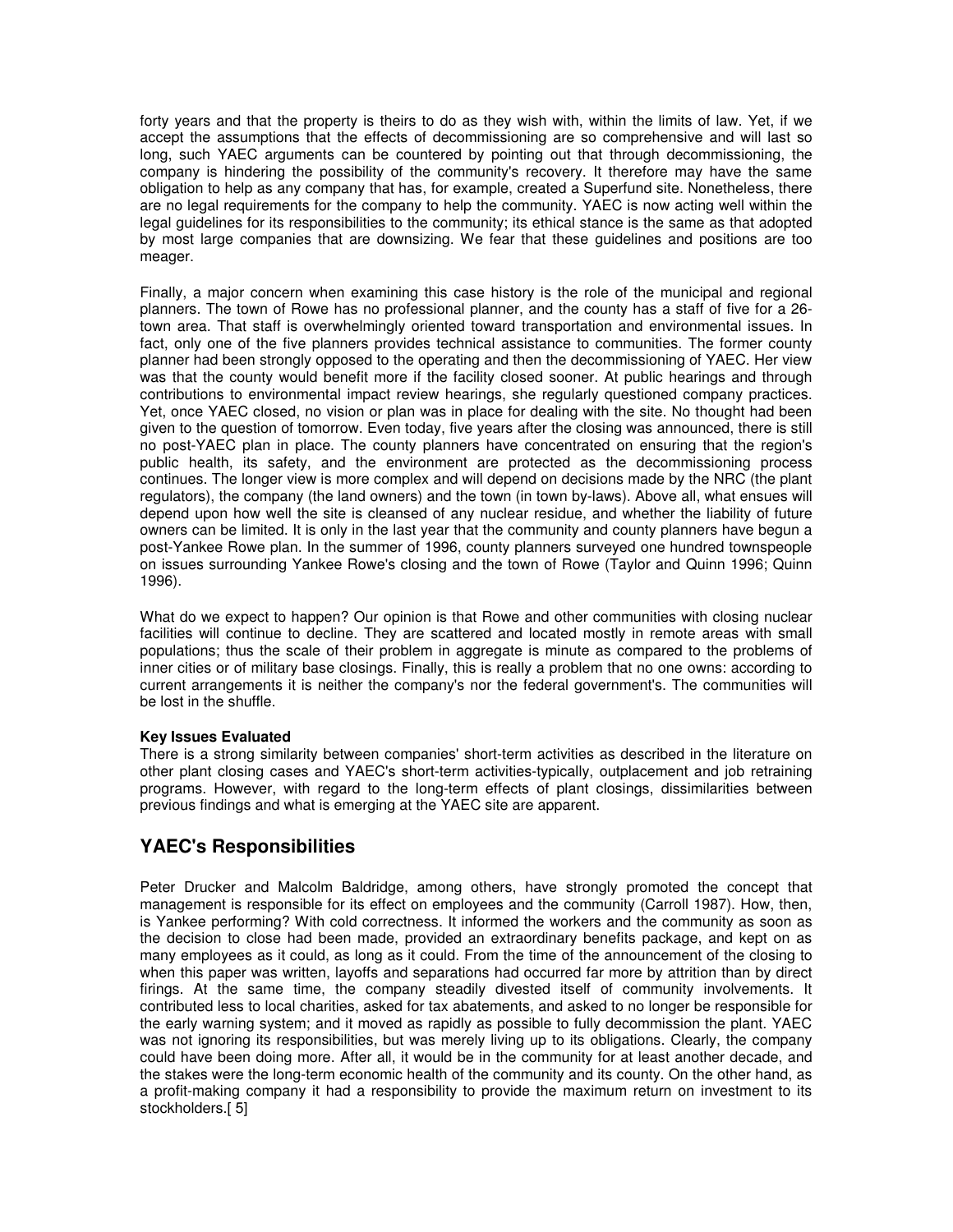forty years and that the property is theirs to do as they wish with, within the limits of law. Yet, if we accept the assumptions that the effects of decommissioning are so comprehensive and will last so long, such YAEC arguments can be countered by pointing out that through decommissioning, the company is hindering the possibility of the community's recovery. It therefore may have the same obligation to help as any company that has, for example, created a Superfund site. Nonetheless, there are no legal requirements for the company to help the community. YAEC is now acting well within the legal guidelines for its responsibilities to the community; its ethical stance is the same as that adopted by most large companies that are downsizing. We fear that these guidelines and positions are too meager.

Finally, a major concern when examining this case history is the role of the municipal and regional planners. The town of Rowe has no professional planner, and the county has a staff of five for a 26-town area. That staff is overwhelmingly oriented toward transportation and environmental issues. In fact, only one of the five planners provides technical assistance to communities. The former county planner had been strongly opposed to the operating and then the decommissioning of YAEC. Her view was that the county would benefit more if the facility closed sooner. At public hearings and through contributions to environmental impact review hearings, she regularly questioned company practices. Yet, once YAEC closed, no vision or plan was in place for dealing with the site. No thought had been given to the question of tomorrow. Even today, five years after the closing was announced, there is still no post-YAEC plan in place. The county planners have concentrated on ensuring that the region's public health, its safety, and the environment are protected as the decommissioning process continues. The longer view is more complex and will depend on decisions made by the NRC (the plant regulators), the company (the land owners) and the town (in town by-laws). Above all, what ensues will depend upon how well the site is cleansed of any nuclear residue, and whether the liability of future owners can be limited. It is only in the last year that the community and county planners have begun a post-Yankee Rowe plan. In the summer of 1996, county planners surveyed one hundred townspeople on issues surrounding Yankee Rowe's closing and the town of Rowe (Taylor and Quinn 1996; Quinn 1996).

What do we expect to happen? Our opinion is that Rowe and other communities with closing nuclear facilities will continue to decline. They are scattered and located mostly in remote areas with small populations; thus the scale of their problem in aggregate is minute as compared to the problems of inner cities or of military base closings. Finally, this is really a problem that no one owns: according to current arrangements it is neither the company's nor the federal government's. The communities will be lost in the shuffle.

**Key Issues Evaluated**

There is a strong similarity between companies' short-term activities as described in the literature on other plant closing cases and YAEC's short-term activities-typically, outplacement and job retraining programs. However, with regard to the long-term effects of plant closings, dissimilarities between previous findings and what is emerging at the YAEC site are apparent.

## YAEC's Responsibilities

Peter Drucker and Malcolm Baldridge, among others, have strongly promoted the concept that management is responsible for its effect on employees and the community (Carroll 1987). How, then, is Yankee performing? With cold correctness. It informed the workers and the community as soon as the decision to close had been made, provided an extraordinary benefits package, and kept on as many employees as it could, as long as it could. From the time of the announcement of the closing to when this paper was written, layoffs and separations had occurred far more by attrition than by direct firings. At the same time, the company steadily divested itself of community involvements. It contributed less to local charities, asked for tax abatements, and asked to no longer be responsible for the early warning system; and it moved as rapidly as possible to fully decommission the plant. YAEC was not ignoring its responsibilities, but was merely living up to its obligations. Clearly, the company could have been doing more. After all, it would be in the community for at least another decade, and the stakes were the long-term economic health of the community and its county. On the other hand, as a profit-making company it had a responsibility to provide the maximum return on investment to its stockholders.[ 5]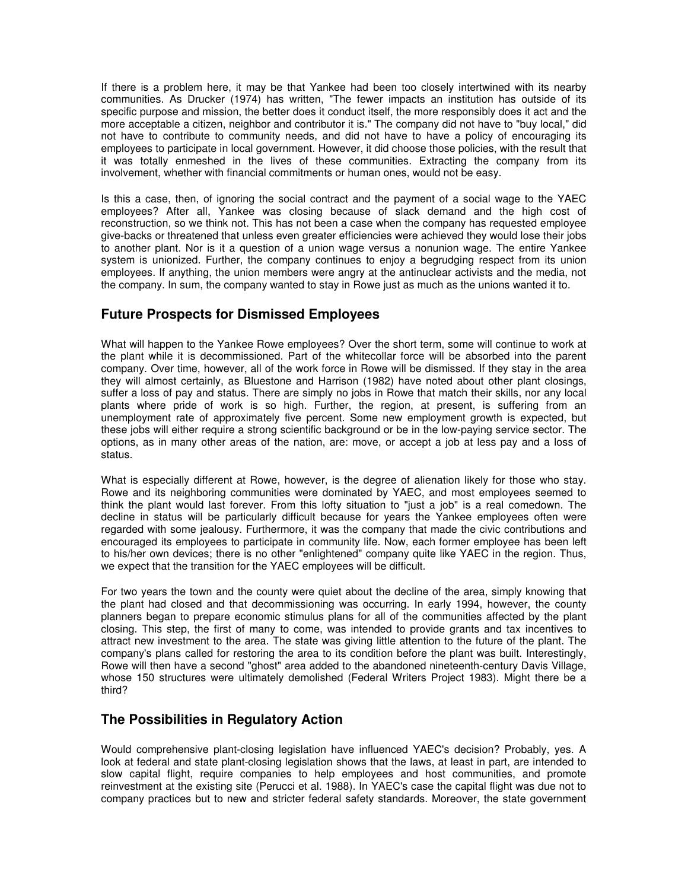If there is a problem here, it may be that Yankee had been too closely intertwined with its nearby communities. As Drucker (1974) has written, "The fewer impacts an institution has outside of its specific purpose and mission, the better does it conduct itself, the more responsibly does it act and the more acceptable a citizen, neighbor and contributor it is." The company did not have to "buy local," did not have to contribute to community needs, and did not have to have a policy of encouraging its employees to participate in local government. However, it did choose those policies, with the result that it was totally enmeshed in the lives of these communities. Extracting the company from its involvement, whether with financial commitments or human ones, would not be easy.

Is this a case, then, of ignoring the social contract and the payment of a social wage to the YAEC employees? After all, Yankee was closing because of slack demand and the high cost of reconstruction, so we think not. This has not been a case when the company has requested employee give-backs or threatened that unless even greater efficiencies were achieved they would lose their jobs to another plant. Nor is it a question of a union wage versus a nonunion wage. The entire Yankee system is unionized. Further, the company continues to enjoy a begrudging respect from its union employees. If anything, the union members were angry at the antinuclear activists and the media, not the company. In sum, the company wanted to stay in Rowe just as much as the unions wanted it to.

## Future Prospects for Dismissed Employees

What will happen to the Yankee Rowe employees? Over the short term, some will continue to work at the plant while it is decommissioned. Part of the whitecollar force will be absorbed into the parent company. Over time, however, all of the work force in Rowe will be dismissed. If they stay in the area they will almost certainly, as Bluestone and Harrison (1982) have noted about other plant closings, suffer a loss of pay and status. There are simply no jobs in Rowe that match their skills, nor any local plants where pride of work is so high. Further, the region, at present, is suffering from an unemployment rate of approximately five percent. Some new employment growth is expected, but these jobs will either require a strong scientific background or be in the low-paying service sector. The options, as in many other areas of the nation, are: move, or accept a job at less pay and a loss of status.

What is especially different at Rowe, however, is the degree of alienation likely for those who stay. Rowe and its neighboring communities were dominated by YAEC, and most employees seemed to think the plant would last forever. From this lofty situation to "just a job" is a real comedown. The decline in status will be particularly difficult because for years the Yankee employees often were regarded with some jealousy. Furthermore, it was the company that made the civic contributions and encouraged its employees to participate in community life. Now, each former employee has been left to his/her own devices; there is no other "enlightened" company quite like YAEC in the region. Thus, we expect that the transition for the YAEC employees will be difficult.

For two years the town and the county were quiet about the decline of the area, simply knowing that the plant had closed and that decommissioning was occurring. In early 1994, however, the county planners began to prepare economic stimulus plans for all of the communities affected by the plant closing. This step, the first of many to come, was intended to provide grants and tax incentives to attract new investment to the area. The state was giving little attention to the future of the plant. The company's plans called for restoring the area to its condition before the plant was built. Interestingly, Rowe will then have a second "ghost" area added to the abandoned nineteenth-century Davis Village, whose 150 structures were ultimately demolished (Federal Writers Project 1983). Might there be a third?

## The Possibilities in Regulatory Action

Would comprehensive plant-closing legislation have influenced YAEC's decision? Probably, yes. A look at federal and state plant-closing legislation shows that the laws, at least in part, are intended to slow capital flight, require companies to help employees and host communities, and promote reinvestment at the existing site (Perucci et al. 1988). In YAEC's case the capital flight was due not to company practices but to new and stricter federal safety standards. Moreover, the state government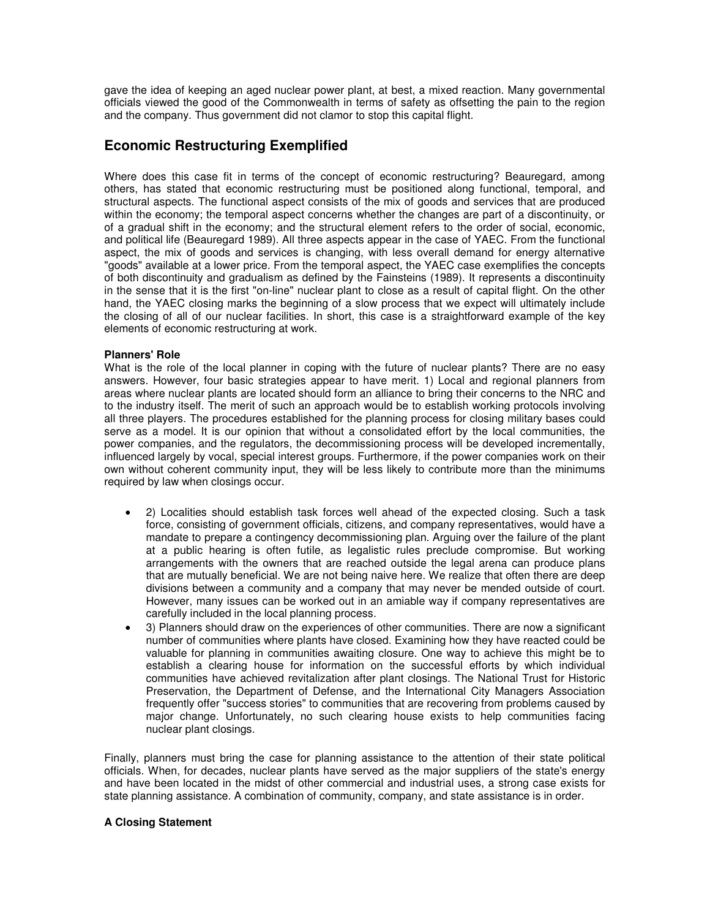gave the idea of keeping an aged nuclear power plant, at best, a mixed reaction. Many governmental officials viewed the good of the Commonwealth in terms of safety as offsetting the pain to the region and the company. Thus government did not clamor to stop this capital flight.

## Economic Restructuring Exemplified

Where does this case fit in terms of the concept of economic restructuring? Beauregard, among others, has stated that economic restructuring must be positioned along functional, temporal, and structural aspects. The functional aspect consists of the mix of goods and services that are produced within the economy; the temporal aspect concerns whether the changes are part of a discontinuity, or of a gradual shift in the economy; and the structural element refers to the order of social, economic, and political life (Beauregard 1989). All three aspects appear in the case of YAEC. From the functional aspect, the mix of goods and services is changing, with less overall demand for energy alternative "goods" available at a lower price. From the temporal aspect, the YAEC case exemplifies the concepts of both discontinuity and gradualism as defined by the Fainsteins (1989). It represents a discontinuity in the sense that it is the first "on-line" nuclear plant to close as a result of capital flight. On the other hand, the YAEC closing marks the beginning of a slow process that we expect will ultimately include the closing of all of our nuclear facilities. In short, this case is a straightforward example of the key elements of economic restructuring at work.

**Planners' Role**

What is the role of the local planner in coping with the future of nuclear plants? There are no easy answers. However, four basic strategies appear to have merit. 1) Local and regional planners from areas where nuclear plants are located should form an alliance to bring their concerns to the NRC and to the industry itself. The merit of such an approach would be to establish working protocols involving all three players. The procedures established for the planning process for closing military bases could serve as a model. It is our opinion that without a consolidated effort by the local communities, the power companies, and the regulators, the decommissioning process will be developed incrementally, influenced largely by vocal, special interest groups. Furthermore, if the power companies work on their own without coherent community input, they will be less likely to contribute more than the minimums required by law when closings occur.

- 2) Localities should establish task forces well ahead of the expected closing. Such a task force, consisting of government officials, citizens, and company representatives, would have a mandate to prepare a contingency decommissioning plan. Arguing over the failure of the plant at a public hearing is often futile, as legalistic rules preclude compromise. But working arrangements with the owners that are reached outside the legal arena can produce plans that are mutually beneficial. We are not being naive here. We realize that often there are deep divisions between a community and a company that may never be mended outside of court. However, many issues can be worked out in an amiable way if company representatives are carefully included in the local planning process.
- 3) Planners should draw on the experiences of other communities. There are now a significant number of communities where plants have closed. Examining how they have reacted could be valuable for planning in communities awaiting closure. One way to achieve this might be to establish a clearing house for information on the successful efforts by which individual communities have achieved revitalization after plant closings. The National Trust for Historic Preservation, the Department of Defense, and the International City Managers Association frequently offer "success stories" to communities that are recovering from problems caused by major change. Unfortunately, no such clearing house exists to help communities facing nuclear plant closings.

Finally, planners must bring the case for planning assistance to the attention of their state political officials. When, for decades, nuclear plants have served as the major suppliers of the state's energy and have been located in the midst of other commercial and industrial uses, a strong case exists for state planning assistance. A combination of community, company, and state assistance is in order.

**A Closing Statement**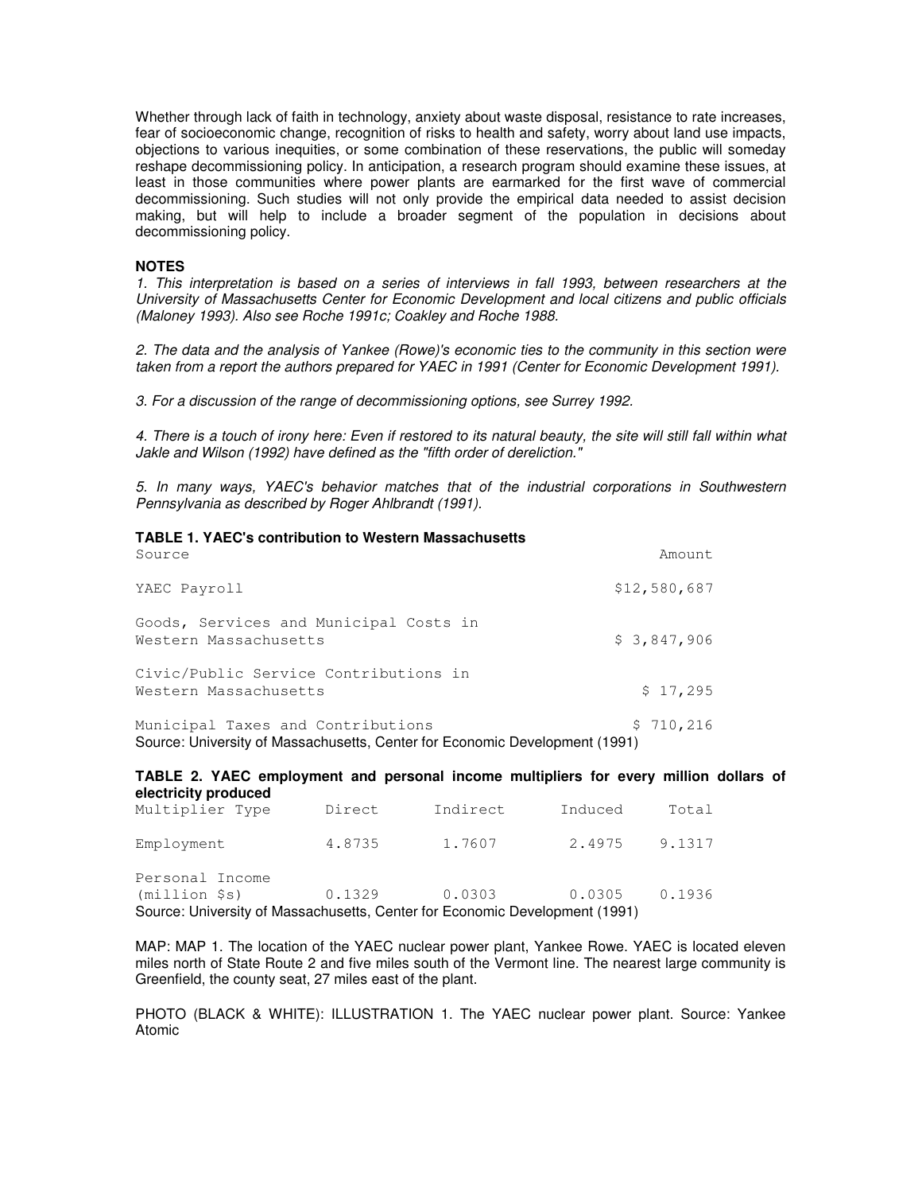Whether through lack of faith in technology, anxiety about waste disposal, resistance to rate increases, fear of socioeconomic change, recognition of risks to health and safety, worry about land use impacts, objections to various inequities, or some combination of these reservations, the public will someday reshape decommissioning policy. In anticipation, a research program should examine these issues, at least in those communities where power plants are earmarked for the first wave of commercial decommissioning. Such studies will not only provide the empirical data needed to assist decision making, but will help to include a broader segment of the population in decisions about decommissioning policy.

**NOTES**

*1. This interpretation is based on a series of interviews in fall 1993, between researchers at the University of Massachusetts Center for Economic Development and local citizens and public officials (Maloney 1993). Also see Roche 1991c; Coakley and Roche 1988.*

*2. The data and the analysis of Yankee (Rowe)'s economic ties to the community in this section were taken from a report the authors prepared for YAEC in 1991 (Center for Economic Development 1991).*

*3. For a discussion of the range of decommissioning options, see Surrey 1992.*

*4. There is a touch of irony here: Even if restored to its natural beauty, the site will still fall within what Jakle and Wilson (1992) have defined as the "fifth order of dereliction."*

*5. In many ways, YAEC's behavior matches that of the industrial corporations in Southwestern Pennsylvania as described by Roger Ahlbrandt (1991).*

**TABLE 1. YAEC's contribution to Western Massachusetts**

| Source | Amount |
|---|---|
| YAEC Payroll | $12,580,687 |
| Goods, Services and Municipal Costs in Western Massachusetts | $ 3,847,906 |
| Civic/Public Service Contributions in Western Massachusetts | $ 17,295 |
| Municipal Taxes and Contributions | $ 710,216 |

Source: University of Massachusetts, Center for Economic Development (1991)

**TABLE 2. YAEC employment and personal income multipliers for every million dollars of electricity produced**

| Multiplier Type | Direct | Indirect | Induced | Total |
|---|---|---|---|---|
| Employment | 4.8735 | 1.7607 | 2.4975 | 9.1317 |
| Personal Income (million $s) | 0.1329 | 0.0303 | 0.0305 | 0.1936 |

Source: University of Massachusetts, Center for Economic Development (1991)

MAP: MAP 1. The location of the YAEC nuclear power plant, Yankee Rowe. YAEC is located eleven miles north of State Route 2 and five miles south of the Vermont line. The nearest large community is Greenfield, the county seat, 27 miles east of the plant.

PHOTO (BLACK & WHITE): ILLUSTRATION 1. The YAEC nuclear power plant. Source: Yankee Atomic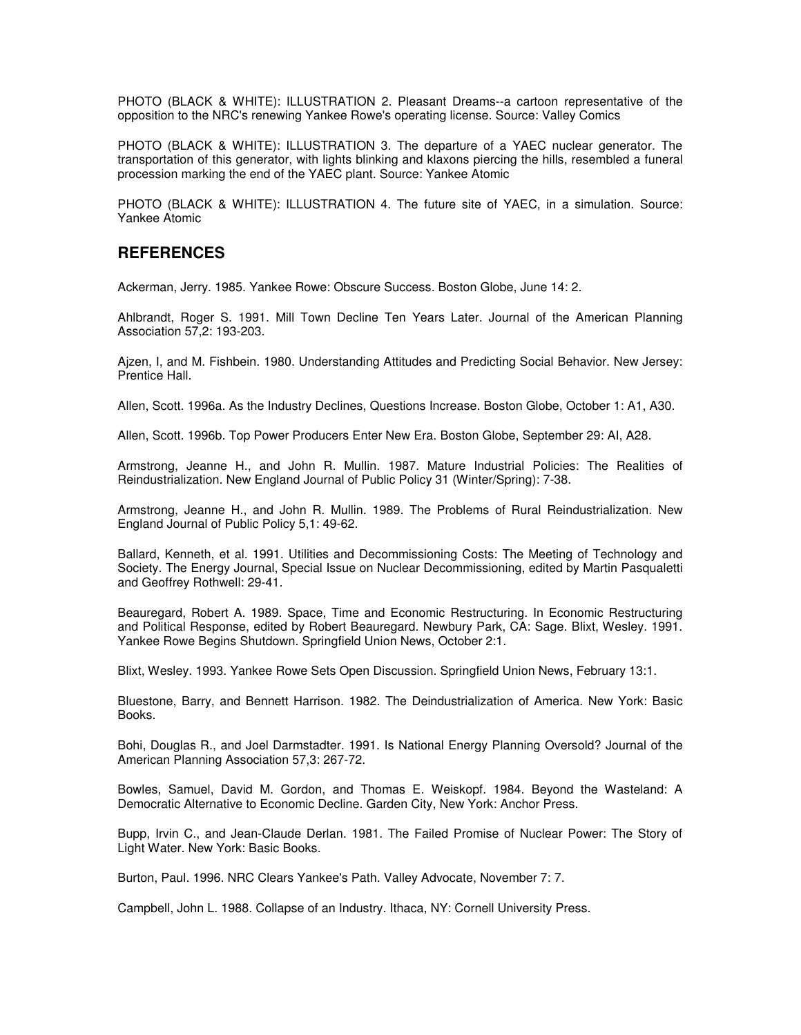PHOTO (BLACK & WHITE): ILLUSTRATION 2. Pleasant Dreams--a cartoon representative of the opposition to the NRC's renewing Yankee Rowe's operating license. Source: Valley Comics

PHOTO (BLACK & WHITE): ILLUSTRATION 3. The departure of a YAEC nuclear generator. The transportation of this generator, with lights blinking and klaxons piercing the hills, resembled a funeral procession marking the end of the YAEC plant. Source: Yankee Atomic

PHOTO (BLACK & WHITE): ILLUSTRATION 4. The future site of YAEC, in a simulation. Source: Yankee Atomic

## REFERENCES

Ackerman, Jerry. 1985. Yankee Rowe: Obscure Success. Boston Globe, June 14: 2.

Ahlbrandt, Roger S. 1991. Mill Town Decline Ten Years Later. Journal of the American Planning Association 57,2: 193-203.

Ajzen, I, and M. Fishbein. 1980. Understanding Attitudes and Predicting Social Behavior. New Jersey: Prentice Hall.

Allen, Scott. 1996a. As the Industry Declines, Questions Increase. Boston Globe, October 1: A1, A30.

Allen, Scott. 1996b. Top Power Producers Enter New Era. Boston Globe, September 29: AI, A28.

Armstrong, Jeanne H., and John R. Mullin. 1987. Mature Industrial Policies: The Realities of Reindustrialization. New England Journal of Public Policy 31 (Winter/Spring): 7-38.

Armstrong, Jeanne H., and John R. Mullin. 1989. The Problems of Rural Reindustrialization. New England Journal of Public Policy 5,1: 49-62.

Ballard, Kenneth, et al. 1991. Utilities and Decommissioning Costs: The Meeting of Technology and Society. The Energy Journal, Special Issue on Nuclear Decommissioning, edited by Martin Pasqualetti and Geoffrey Rothwell: 29-41.

Beauregard, Robert A. 1989. Space, Time and Economic Restructuring. In Economic Restructuring and Political Response, edited by Robert Beauregard. Newbury Park, CA: Sage. Blixt, Wesley. 1991. Yankee Rowe Begins Shutdown. Springfield Union News, October 2:1.

Blixt, Wesley. 1993. Yankee Rowe Sets Open Discussion. Springfield Union News, February 13:1.

Bluestone, Barry, and Bennett Harrison. 1982. The Deindustrialization of America. New York: Basic Books.

Bohi, Douglas R., and Joel Darmstadter. 1991. Is National Energy Planning Oversold? Journal of the American Planning Association 57,3: 267-72.

Bowles, Samuel, David M. Gordon, and Thomas E. Weiskopf. 1984. Beyond the Wasteland: A Democratic Alternative to Economic Decline. Garden City, New York: Anchor Press.

Bupp, Irvin C., and Jean-Claude Derlan. 1981. The Failed Promise of Nuclear Power: The Story of Light Water. New York: Basic Books.

Burton, Paul. 1996. NRC Clears Yankee's Path. Valley Advocate, November 7: 7.

Campbell, John L. 1988. Collapse of an Industry. Ithaca, NY: Cornell University Press.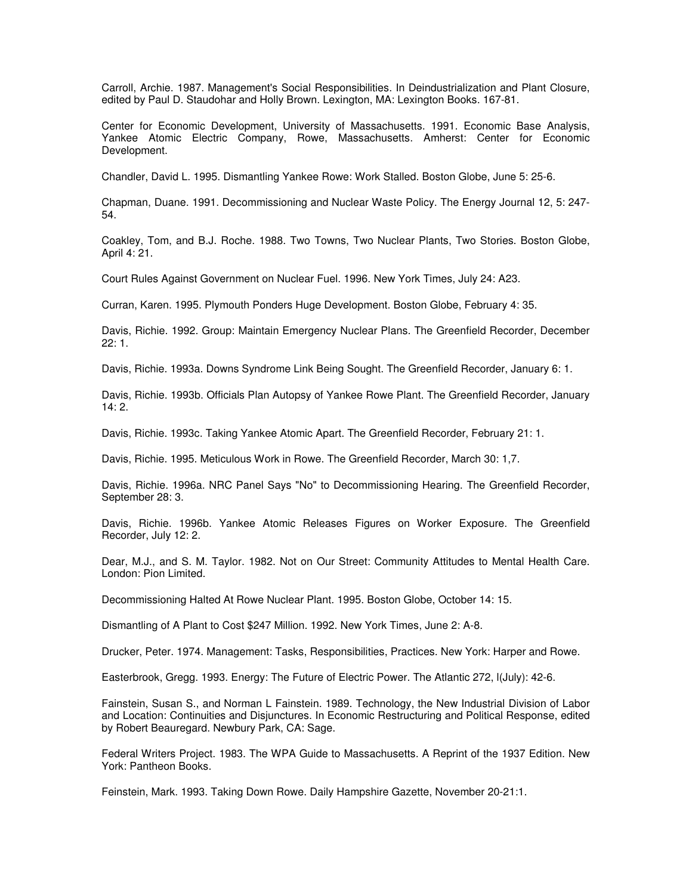Carroll, Archie. 1987. Management's Social Responsibilities. In Deindustrialization and Plant Closure, edited by Paul D. Staudohar and Holly Brown. Lexington, MA: Lexington Books. 167-81.

Center for Economic Development, University of Massachusetts. 1991. Economic Base Analysis, Yankee Atomic Electric Company, Rowe, Massachusetts. Amherst: Center for Economic Development.

Chandler, David L. 1995. Dismantling Yankee Rowe: Work Stalled. Boston Globe, June 5: 25-6.

Chapman, Duane. 1991. Decommissioning and Nuclear Waste Policy. The Energy Journal 12, 5: 247-54.

Coakley, Tom, and B.J. Roche. 1988. Two Towns, Two Nuclear Plants, Two Stories. Boston Globe, April 4: 21.

Court Rules Against Government on Nuclear Fuel. 1996. New York Times, July 24: A23.

Curran, Karen. 1995. Plymouth Ponders Huge Development. Boston Globe, February 4: 35.

Davis, Richie. 1992. Group: Maintain Emergency Nuclear Plans. The Greenfield Recorder, December 22: 1.

Davis, Richie. 1993a. Downs Syndrome Link Being Sought. The Greenfield Recorder, January 6: 1.

Davis, Richie. 1993b. Officials Plan Autopsy of Yankee Rowe Plant. The Greenfield Recorder, January 14: 2.

Davis, Richie. 1993c. Taking Yankee Atomic Apart. The Greenfield Recorder, February 21: 1.

Davis, Richie. 1995. Meticulous Work in Rowe. The Greenfield Recorder, March 30: 1,7.

Davis, Richie. 1996a. NRC Panel Says "No" to Decommissioning Hearing. The Greenfield Recorder, September 28: 3.

Davis, Richie. 1996b. Yankee Atomic Releases Figures on Worker Exposure. The Greenfield Recorder, July 12: 2.

Dear, M.J., and S. M. Taylor. 1982. Not on Our Street: Community Attitudes to Mental Health Care. London: Pion Limited.

Decommissioning Halted At Rowe Nuclear Plant. 1995. Boston Globe, October 14: 15.

Dismantling of A Plant to Cost $247 Million. 1992. New York Times, June 2: A-8.

Drucker, Peter. 1974. Management: Tasks, Responsibilities, Practices. New York: Harper and Rowe.

Easterbrook, Gregg. 1993. Energy: The Future of Electric Power. The Atlantic 272, l(July): 42-6.

Fainstein, Susan S., and Norman L Fainstein. 1989. Technology, the New Industrial Division of Labor and Location: Continuities and Disjunctures. In Economic Restructuring and Political Response, edited by Robert Beauregard. Newbury Park, CA: Sage.

Federal Writers Project. 1983. The WPA Guide to Massachusetts. A Reprint of the 1937 Edition. New York: Pantheon Books.

Feinstein, Mark. 1993. Taking Down Rowe. Daily Hampshire Gazette, November 20-21:1.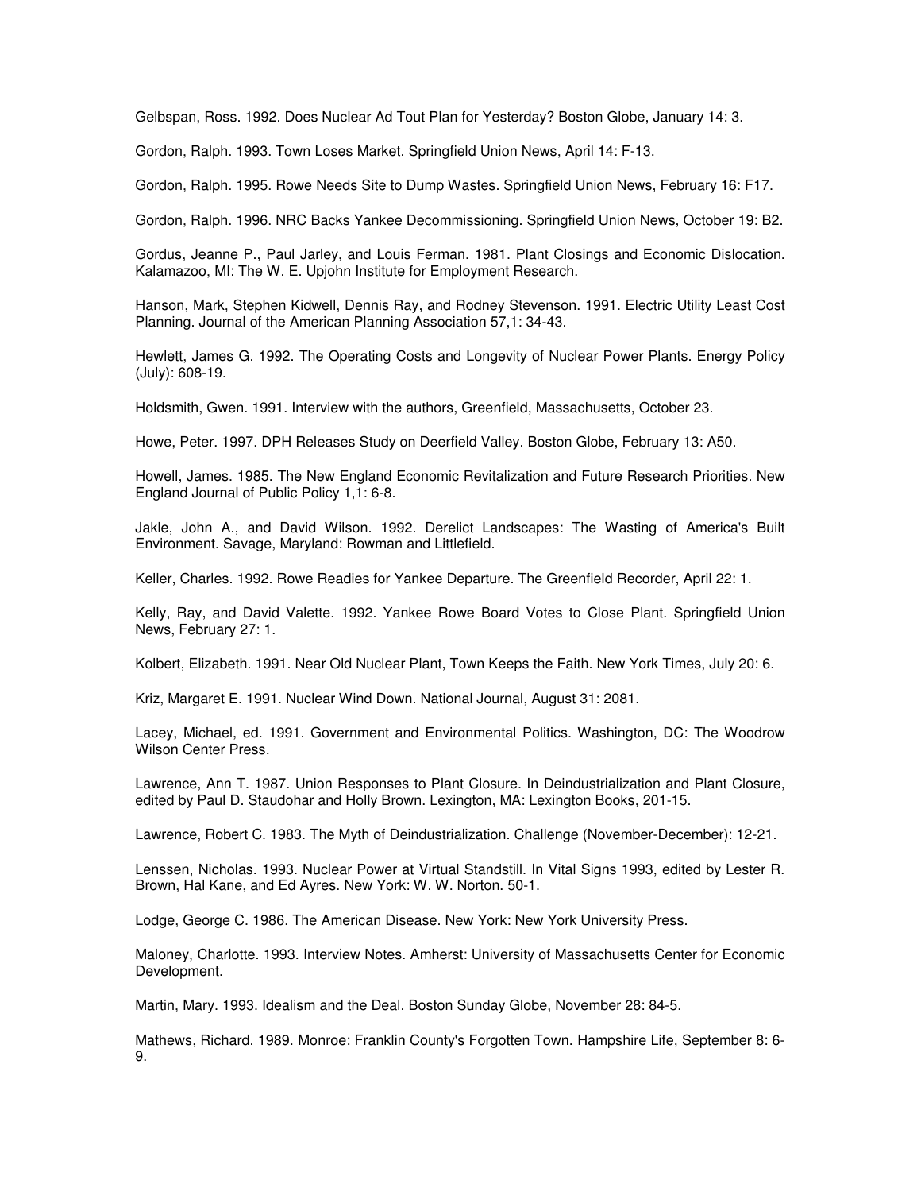Gelbspan, Ross. 1992. Does Nuclear Ad Tout Plan for Yesterday? Boston Globe, January 14: 3.

Gordon, Ralph. 1993. Town Loses Market. Springfield Union News, April 14: F-13.

Gordon, Ralph. 1995. Rowe Needs Site to Dump Wastes. Springfield Union News, February 16: F17.

Gordon, Ralph. 1996. NRC Backs Yankee Decommissioning. Springfield Union News, October 19: B2.

Gordus, Jeanne P., Paul Jarley, and Louis Ferman. 1981. Plant Closings and Economic Dislocation. Kalamazoo, MI: The W. E. Upjohn Institute for Employment Research.

Hanson, Mark, Stephen Kidwell, Dennis Ray, and Rodney Stevenson. 1991. Electric Utility Least Cost Planning. Journal of the American Planning Association 57,1: 34-43.

Hewlett, James G. 1992. The Operating Costs and Longevity of Nuclear Power Plants. Energy Policy (July): 608-19.

Holdsmith, Gwen. 1991. Interview with the authors, Greenfield, Massachusetts, October 23.

Howe, Peter. 1997. DPH Releases Study on Deerfield Valley. Boston Globe, February 13: A50.

Howell, James. 1985. The New England Economic Revitalization and Future Research Priorities. New England Journal of Public Policy 1,1: 6-8.

Jakle, John A., and David Wilson. 1992. Derelict Landscapes: The Wasting of America's Built Environment. Savage, Maryland: Rowman and Littlefield.

Keller, Charles. 1992. Rowe Readies for Yankee Departure. The Greenfield Recorder, April 22: 1.

Kelly, Ray, and David Valette. 1992. Yankee Rowe Board Votes to Close Plant. Springfield Union News, February 27: 1.

Kolbert, Elizabeth. 1991. Near Old Nuclear Plant, Town Keeps the Faith. New York Times, July 20: 6.

Kriz, Margaret E. 1991. Nuclear Wind Down. National Journal, August 31: 2081.

Lacey, Michael, ed. 1991. Government and Environmental Politics. Washington, DC: The Woodrow Wilson Center Press.

Lawrence, Ann T. 1987. Union Responses to Plant Closure. In Deindustrialization and Plant Closure, edited by Paul D. Staudohar and Holly Brown. Lexington, MA: Lexington Books, 201-15.

Lawrence, Robert C. 1983. The Myth of Deindustrialization. Challenge (November-December): 12-21.

Lenssen, Nicholas. 1993. Nuclear Power at Virtual Standstill. In Vital Signs 1993, edited by Lester R. Brown, Hal Kane, and Ed Ayres. New York: W. W. Norton. 50-1.

Lodge, George C. 1986. The American Disease. New York: New York University Press.

Maloney, Charlotte. 1993. Interview Notes. Amherst: University of Massachusetts Center for Economic Development.

Martin, Mary. 1993. Idealism and the Deal. Boston Sunday Globe, November 28: 84-5.

Mathews, Richard. 1989. Monroe: Franklin County's Forgotten Town. Hampshire Life, September 8: 6-9.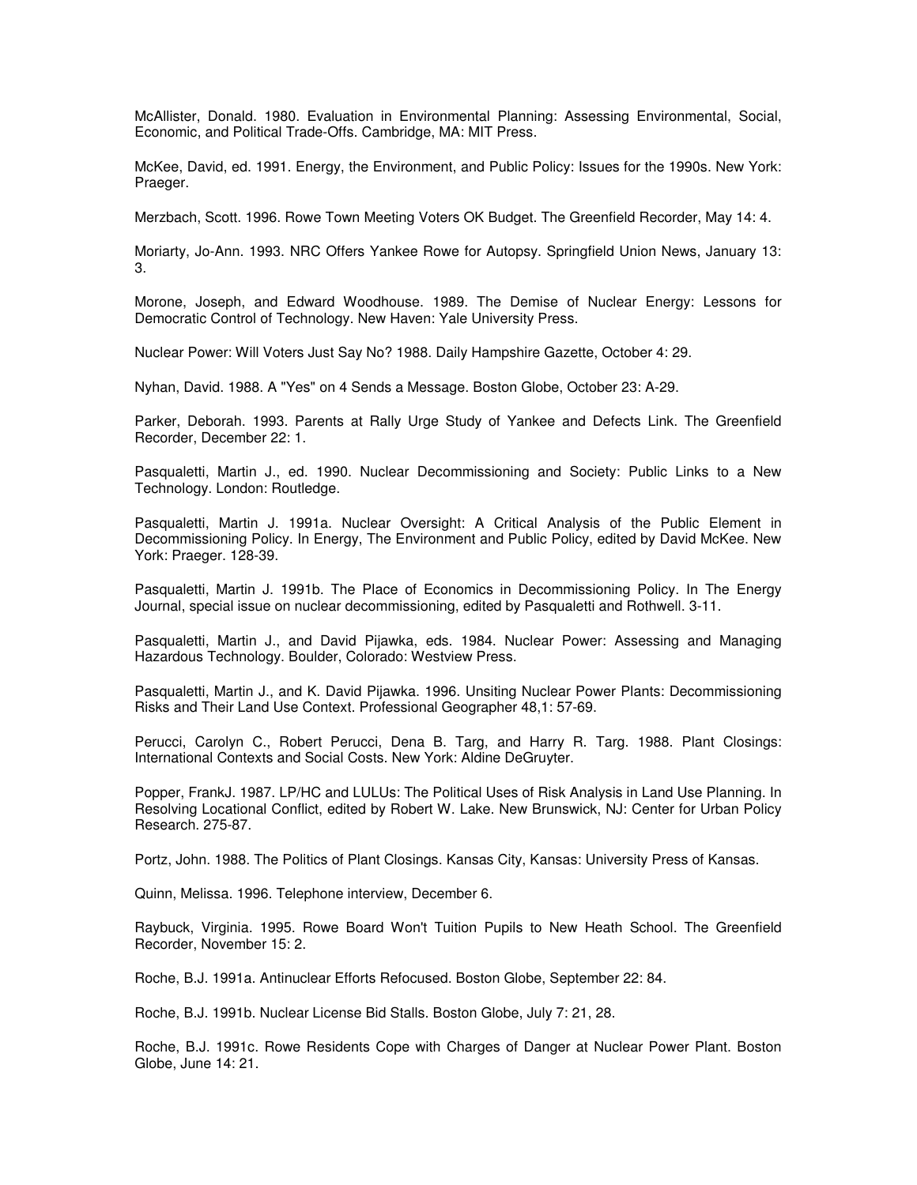McAllister, Donald. 1980. Evaluation in Environmental Planning: Assessing Environmental, Social, Economic, and Political Trade-Offs. Cambridge, MA: MIT Press.

McKee, David, ed. 1991. Energy, the Environment, and Public Policy: Issues for the 1990s. New York: Praeger.

Merzbach, Scott. 1996. Rowe Town Meeting Voters OK Budget. The Greenfield Recorder, May 14: 4.

Moriarty, Jo-Ann. 1993. NRC Offers Yankee Rowe for Autopsy. Springfield Union News, January 13: 3.

Morone, Joseph, and Edward Woodhouse. 1989. The Demise of Nuclear Energy: Lessons for Democratic Control of Technology. New Haven: Yale University Press.

Nuclear Power: Will Voters Just Say No? 1988. Daily Hampshire Gazette, October 4: 29.

Nyhan, David. 1988. A "Yes" on 4 Sends a Message. Boston Globe, October 23: A-29.

Parker, Deborah. 1993. Parents at Rally Urge Study of Yankee and Defects Link. The Greenfield Recorder, December 22: 1.

Pasqualetti, Martin J., ed. 1990. Nuclear Decommissioning and Society: Public Links to a New Technology. London: Routledge.

Pasqualetti, Martin J. 1991a. Nuclear Oversight: A Critical Analysis of the Public Element in Decommissioning Policy. In Energy, The Environment and Public Policy, edited by David McKee. New York: Praeger. 128-39.

Pasqualetti, Martin J. 1991b. The Place of Economics in Decommissioning Policy. In The Energy Journal, special issue on nuclear decommissioning, edited by Pasqualetti and Rothwell. 3-11.

Pasqualetti, Martin J., and David Pijawka, eds. 1984. Nuclear Power: Assessing and Managing Hazardous Technology. Boulder, Colorado: Westview Press.

Pasqualetti, Martin J., and K. David Pijawka. 1996. Unsiting Nuclear Power Plants: Decommissioning Risks and Their Land Use Context. Professional Geographer 48,1: 57-69.

Perucci, Carolyn C., Robert Perucci, Dena B. Targ, and Harry R. Targ. 1988. Plant Closings: International Contexts and Social Costs. New York: Aldine DeGruyter.

Popper, FrankJ. 1987. LP/HC and LULUs: The Political Uses of Risk Analysis in Land Use Planning. In Resolving Locational Conflict, edited by Robert W. Lake. New Brunswick, NJ: Center for Urban Policy Research. 275-87.

Portz, John. 1988. The Politics of Plant Closings. Kansas City, Kansas: University Press of Kansas.

Quinn, Melissa. 1996. Telephone interview, December 6.

Raybuck, Virginia. 1995. Rowe Board Won't Tuition Pupils to New Heath School. The Greenfield Recorder, November 15: 2.

Roche, B.J. 1991a. Antinuclear Efforts Refocused. Boston Globe, September 22: 84.

Roche, B.J. 1991b. Nuclear License Bid Stalls. Boston Globe, July 7: 21, 28.

Roche, B.J. 1991c. Rowe Residents Cope with Charges of Danger at Nuclear Power Plant. Boston Globe, June 14: 21.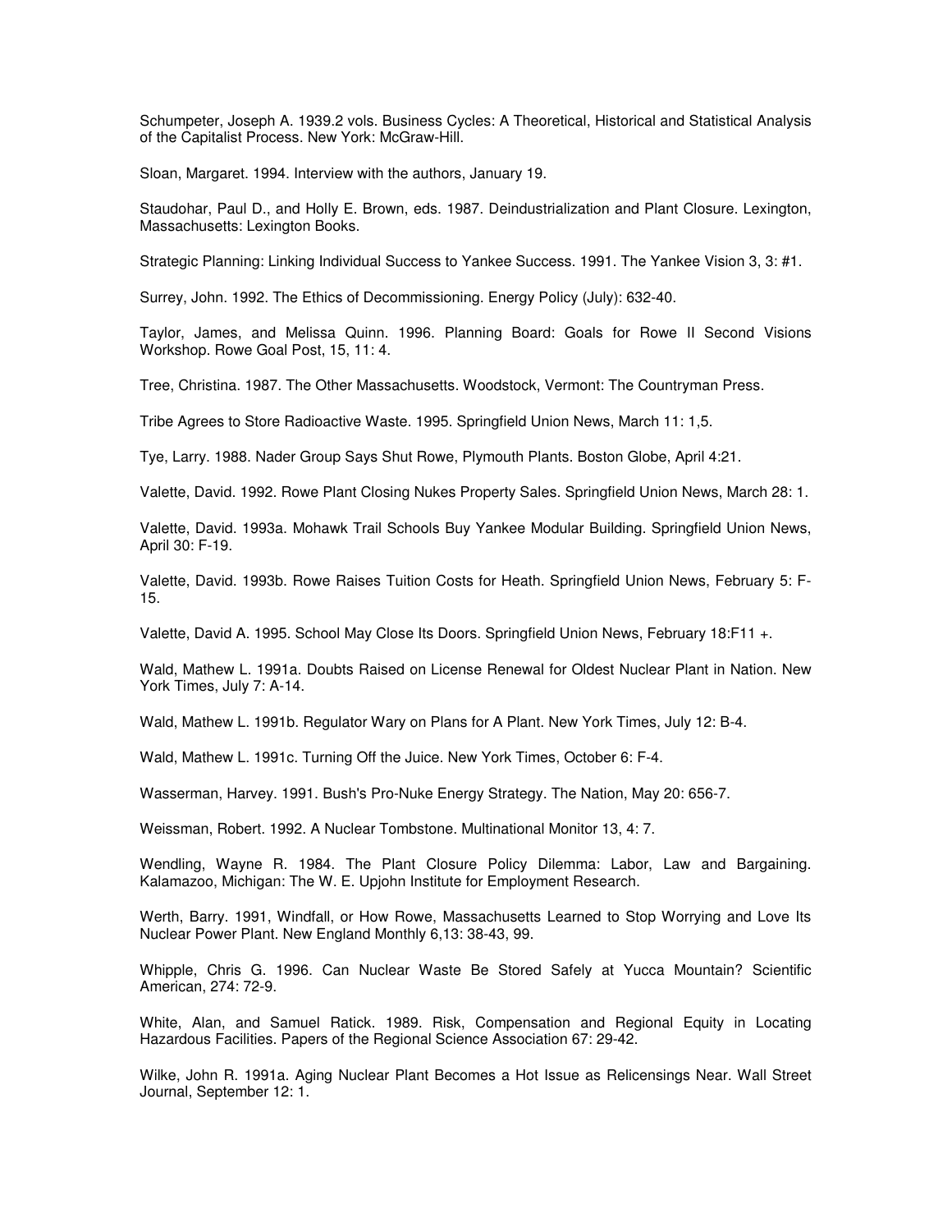Schumpeter, Joseph A. 1939.2 vols. Business Cycles: A Theoretical, Historical and Statistical Analysis of the Capitalist Process. New York: McGraw-Hill.

Sloan, Margaret. 1994. Interview with the authors, January 19.

Staudohar, Paul D., and Holly E. Brown, eds. 1987. Deindustrialization and Plant Closure. Lexington, Massachusetts: Lexington Books.

Strategic Planning: Linking Individual Success to Yankee Success. 1991. The Yankee Vision 3, 3: #1.

Surrey, John. 1992. The Ethics of Decommissioning. Energy Policy (July): 632-40.

Taylor, James, and Melissa Quinn. 1996. Planning Board: Goals for Rowe II Second Visions Workshop. Rowe Goal Post, 15, 11: 4.

Tree, Christina. 1987. The Other Massachusetts. Woodstock, Vermont: The Countryman Press.

Tribe Agrees to Store Radioactive Waste. 1995. Springfield Union News, March 11: 1,5.

Tye, Larry. 1988. Nader Group Says Shut Rowe, Plymouth Plants. Boston Globe, April 4:21.

Valette, David. 1992. Rowe Plant Closing Nukes Property Sales. Springfield Union News, March 28: 1.

Valette, David. 1993a. Mohawk Trail Schools Buy Yankee Modular Building. Springfield Union News, April 30: F-19.

Valette, David. 1993b. Rowe Raises Tuition Costs for Heath. Springfield Union News, February 5: F-15.

Valette, David A. 1995. School May Close Its Doors. Springfield Union News, February 18:F11 +.

Wald, Mathew L. 1991a. Doubts Raised on License Renewal for Oldest Nuclear Plant in Nation. New York Times, July 7: A-14.

Wald, Mathew L. 1991b. Regulator Wary on Plans for A Plant. New York Times, July 12: B-4.

Wald, Mathew L. 1991c. Turning Off the Juice. New York Times, October 6: F-4.

Wasserman, Harvey. 1991. Bush's Pro-Nuke Energy Strategy. The Nation, May 20: 656-7.

Weissman, Robert. 1992. A Nuclear Tombstone. Multinational Monitor 13, 4: 7.

Wendling, Wayne R. 1984. The Plant Closure Policy Dilemma: Labor, Law and Bargaining. Kalamazoo, Michigan: The W. E. Upjohn Institute for Employment Research.

Werth, Barry. 1991, Windfall, or How Rowe, Massachusetts Learned to Stop Worrying and Love Its Nuclear Power Plant. New England Monthly 6,13: 38-43, 99.

Whipple, Chris G. 1996. Can Nuclear Waste Be Stored Safely at Yucca Mountain? Scientific American, 274: 72-9.

White, Alan, and Samuel Ratick. 1989. Risk, Compensation and Regional Equity in Locating Hazardous Facilities. Papers of the Regional Science Association 67: 29-42.

Wilke, John R. 1991a. Aging Nuclear Plant Becomes a Hot Issue as Relicensings Near. Wall Street Journal, September 12: 1.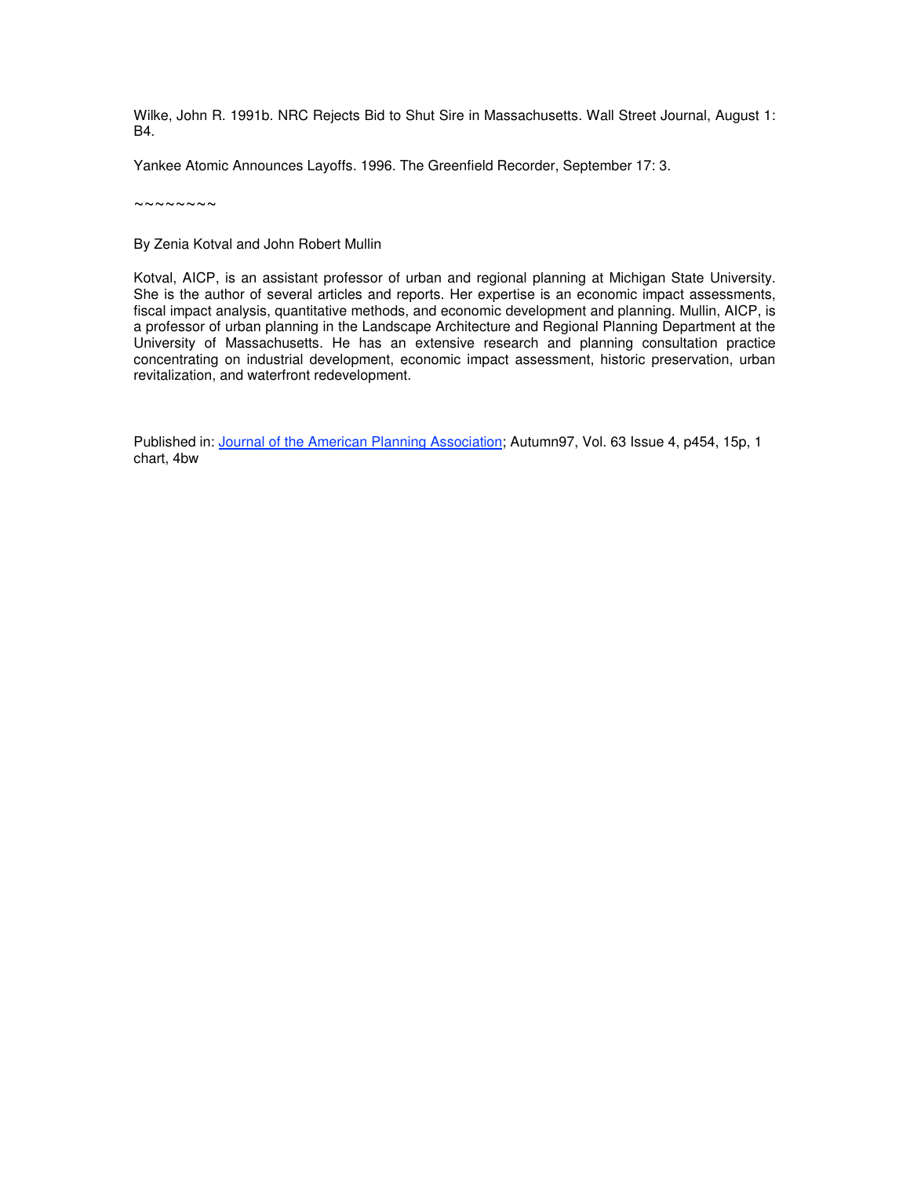Wilke, John R. 1991b. NRC Rejects Bid to Shut Sire in Massachusetts. Wall Street Journal, August 1: B4.

Yankee Atomic Announces Layoffs. 1996. The Greenfield Recorder, September 17: 3.

~~~~~~~~

By Zenia Kotval and John Robert Mullin

Kotval, AICP, is an assistant professor of urban and regional planning at Michigan State University. She is the author of several articles and reports. Her expertise is an economic impact assessments, fiscal impact analysis, quantitative methods, and economic development and planning. Mullin, AICP, is a professor of urban planning in the Landscape Architecture and Regional Planning Department at the University of Massachusetts. He has an extensive research and planning consultation practice concentrating on industrial development, economic impact assessment, historic preservation, urban revitalization, and waterfront redevelopment.

Published in: Journal of the American Planning Association; Autumn97, Vol. 63 Issue 4, p454, 15p, 1 chart, 4bw